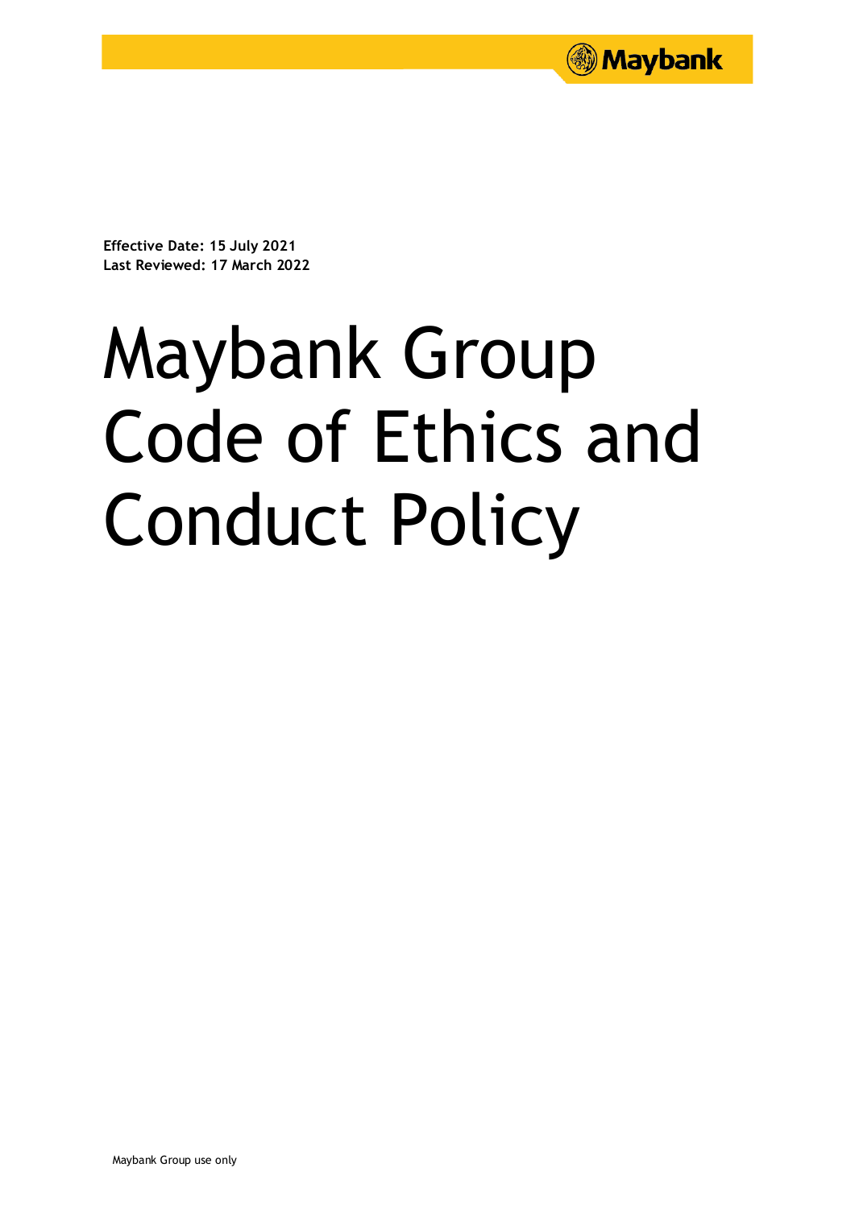**Effective Date: 15 July 2021**
**Last Reviewed: 17 March 2022**

# Maybank Group Code of Ethics and Conduct Policy

Maybank Group use only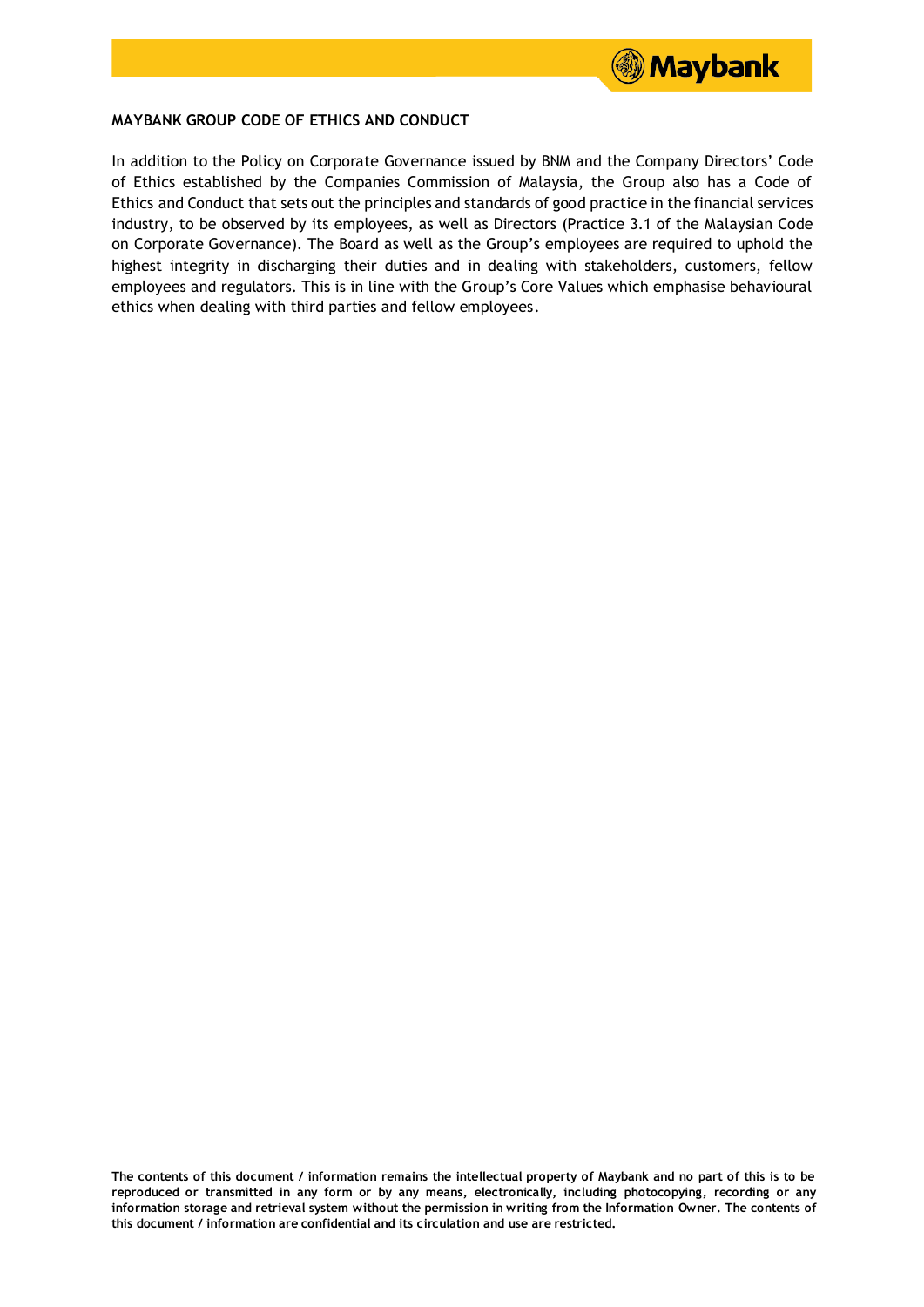**MAYBANK GROUP CODE OF ETHICS AND CONDUCT**

In addition to the Policy on Corporate Governance issued by BNM and the Company Directors' Code of Ethics established by the Companies Commission of Malaysia, the Group also has a Code of Ethics and Conduct that sets out the principles and standards of good practice in the financial services industry, to be observed by its employees, as well as Directors (Practice 3.1 of the Malaysian Code on Corporate Governance). The Board as well as the Group's employees are required to uphold the highest integrity in discharging their duties and in dealing with stakeholders, customers, fellow employees and regulators. This is in line with the Group's Core Values which emphasise behavioural ethics when dealing with third parties and fellow employees.

**The contents of this document / information remains the intellectual property of Maybank and no part of this is to be reproduced or transmitted in any form or by any means, electronically, including photocopying, recording or any information storage and retrieval system without the permission in writing from the Information Owner. The contents of this document / information are confidential and its circulation and use are restricted.**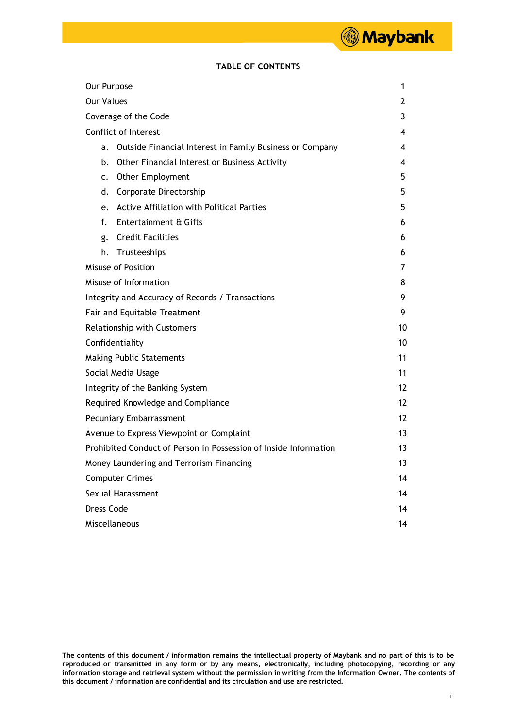## TABLE OF CONTENTS

| | |
|---|---|
| Our Purpose | 1 |
| Our Values | 2 |
| Coverage of the Code | 3 |
| Conflict of Interest | 4 |
| a. Outside Financial Interest in Family Business or Company | 4 |
| b. Other Financial Interest or Business Activity | 4 |
| c. Other Employment | 5 |
| d. Corporate Directorship | 5 |
| e. Active Affiliation with Political Parties | 5 |
| f. Entertainment & Gifts | 6 |
| g. Credit Facilities | 6 |
| h. Trusteeships | 6 |
| Misuse of Position | 7 |
| Misuse of Information | 8 |
| Integrity and Accuracy of Records / Transactions | 9 |
| Fair and Equitable Treatment | 9 |
| Relationship with Customers | 10 |
| Confidentiality | 10 |
| Making Public Statements | 11 |
| Social Media Usage | 11 |
| Integrity of the Banking System | 12 |
| Required Knowledge and Compliance | 12 |
| Pecuniary Embarrassment | 12 |
| Avenue to Express Viewpoint or Complaint | 13 |
| Prohibited Conduct of Person in Possession of Inside Information | 13 |
| Money Laundering and Terrorism Financing | 13 |
| Computer Crimes | 14 |
| Sexual Harassment | 14 |
| Dress Code | 14 |
| Miscellaneous | 14 |

**The contents of this document / information remains the intellectual property of Maybank and no part of this is to be reproduced or transmitted in any form or by any means, electronically, including photocopying, recording or any information storage and retrieval system without the permission in writing from the Information Owner. The contents of this document / information are confidential and its circulation and use are restricted.**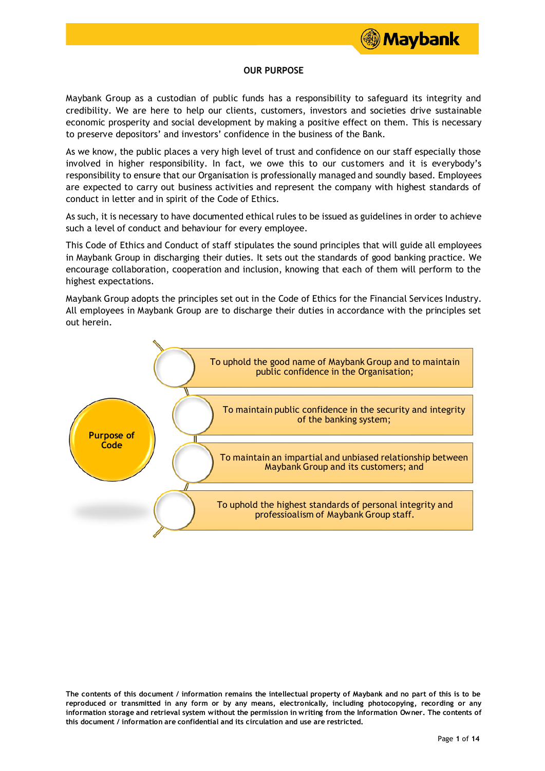## OUR PURPOSE

Maybank Group as a custodian of public funds has a responsibility to safeguard its integrity and credibility. We are here to help our clients, customers, investors and societies drive sustainable economic prosperity and social development by making a positive effect on them. This is necessary to preserve depositors' and investors' confidence in the business of the Bank.

As we know, the public places a very high level of trust and confidence on our staff especially those involved in higher responsibility. In fact, we owe this to our customers and it is everybody's responsibility to ensure that our Organisation is professionally managed and soundly based. Employees are expected to carry out business activities and represent the company with highest standards of conduct in letter and in spirit of the Code of Ethics.

As such, it is necessary to have documented ethical rules to be issued as guidelines in order to achieve such a level of conduct and behaviour for every employee.

This Code of Ethics and Conduct of staff stipulates the sound principles that will guide all employees in Maybank Group in discharging their duties. It sets out the standards of good banking practice. We encourage collaboration, cooperation and inclusion, knowing that each of them will perform to the highest expectations.

Maybank Group adopts the principles set out in the Code of Ethics for the Financial Services Industry. All employees in Maybank Group are to discharge their duties in accordance with the principles set out herein.

**Purpose of Code**

- To uphold the good name of Maybank Group and to maintain public confidence in the Organisation;
- To maintain public confidence in the security and integrity of the banking system;
- To maintain an impartial and unbiased relationship between Maybank Group and its customers; and
- To uphold the highest standards of personal integrity and professioalism of Maybank Group staff.

**The contents of this document / information remains the intellectual property of Maybank and no part of this is to be reproduced or transmitted in any form or by any means, electronically, including photocopying, recording or any information storage and retrieval system without the permission in writing from the Information Owner. The contents of this document / information are confidential and its circulation and use are restricted.**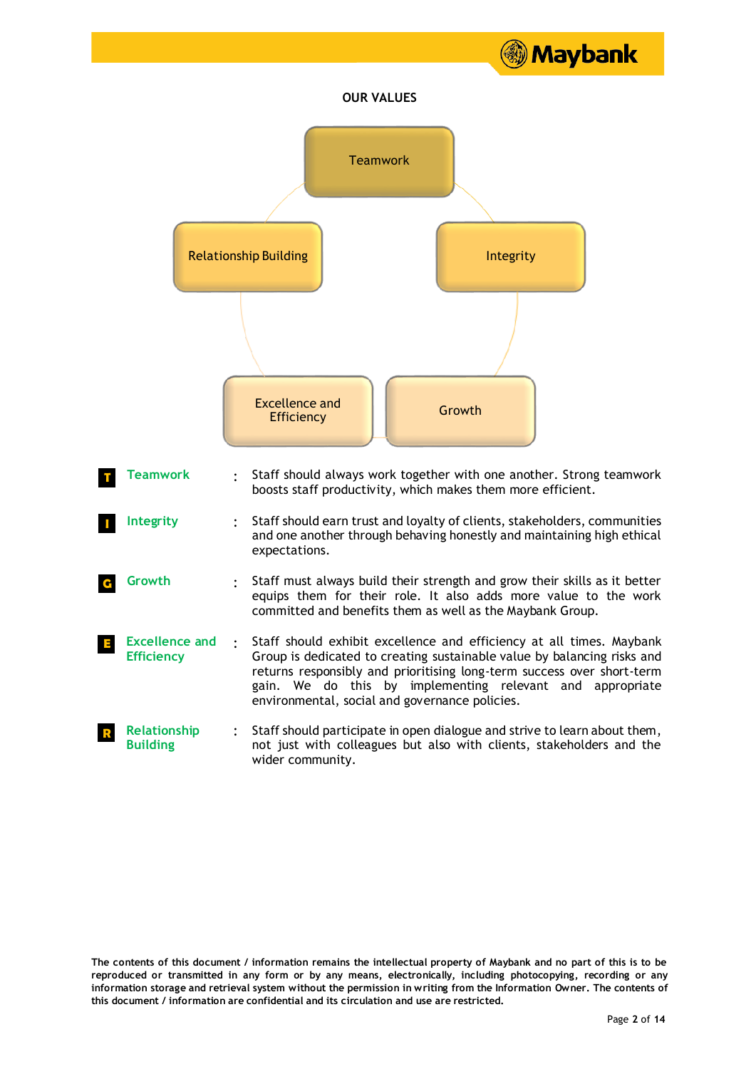## OUR VALUES

Teamwork

Relationship Building

Integrity

Excellence and Efficiency

Growth

| | | |
|---|---|---|
| **T** **Teamwork** | : | Staff should always work together with one another. Strong teamwork boosts staff productivity, which makes them more efficient. |
| **I** **Integrity** | : | Staff should earn trust and loyalty of clients, stakeholders, communities and one another through behaving honestly and maintaining high ethical expectations. |
| **G** **Growth** | : | Staff must always build their strength and grow their skills as it better equips them for their role. It also adds more value to the work committed and benefits them as well as the Maybank Group. |
| **E** **Excellence and Efficiency** | : | Staff should exhibit excellence and efficiency at all times. Maybank Group is dedicated to creating sustainable value by balancing risks and returns responsibly and prioritising long-term success over short-term gain. We do this by implementing relevant and appropriate environmental, social and governance policies. |
| **R** **Relationship Building** | : | Staff should participate in open dialogue and strive to learn about them, not just with colleagues but also with clients, stakeholders and the wider community. |

**The contents of this document / information remains the intellectual property of Maybank and no part of this is to be reproduced or transmitted in any form or by any means, electronically, including photocopying, recording or any information storage and retrieval system without the permission in writing from the Information Owner. The contents of this document / information are confidential and its circulation and use are restricted.**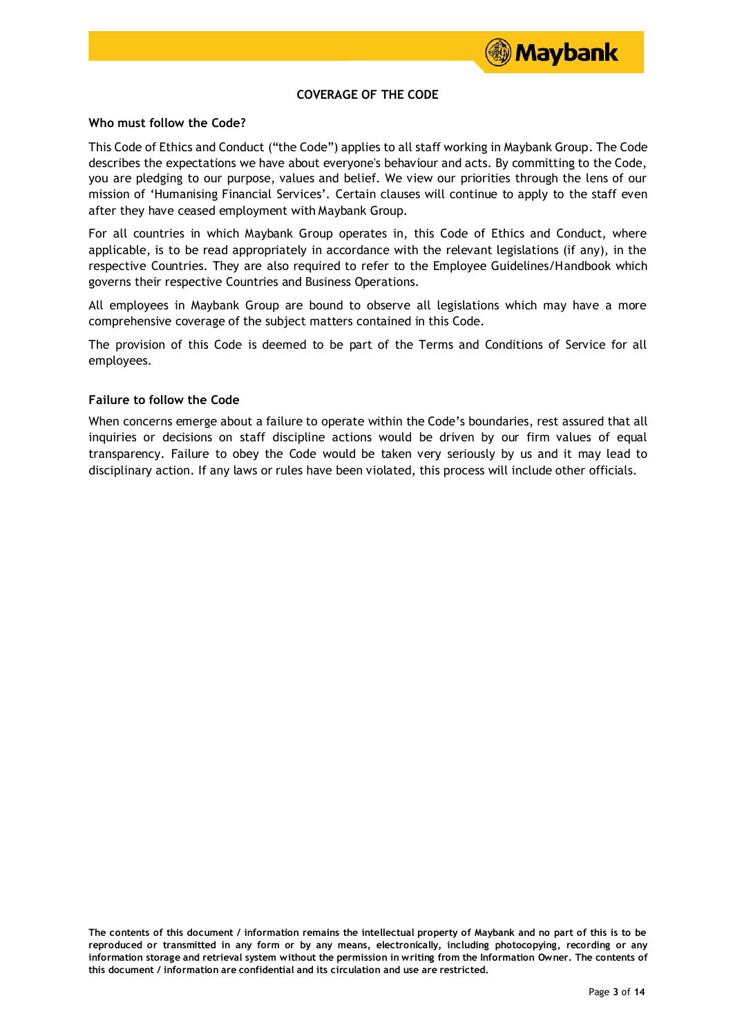## COVERAGE OF THE CODE

### Who must follow the Code?

This Code of Ethics and Conduct ("the Code") applies to all staff working in Maybank Group. The Code describes the expectations we have about everyone's behaviour and acts. By committing to the Code, you are pledging to our purpose, values and belief. We view our priorities through the lens of our mission of 'Humanising Financial Services'. Certain clauses will continue to apply to the staff even after they have ceased employment with Maybank Group.

For all countries in which Maybank Group operates in, this Code of Ethics and Conduct, where applicable, is to be read appropriately in accordance with the relevant legislations (if any), in the respective Countries. They are also required to refer to the Employee Guidelines/Handbook which governs their respective Countries and Business Operations.

All employees in Maybank Group are bound to observe all legislations which may have a more comprehensive coverage of the subject matters contained in this Code.

The provision of this Code is deemed to be part of the Terms and Conditions of Service for all employees.

### Failure to follow the Code

When concerns emerge about a failure to operate within the Code's boundaries, rest assured that all inquiries or decisions on staff discipline actions would be driven by our firm values of equal transparency. Failure to obey the Code would be taken very seriously by us and it may lead to disciplinary action. If any laws or rules have been violated, this process will include other officials.

**The contents of this document / information remains the intellectual property of Maybank and no part of this is to be reproduced or transmitted in any form or by any means, electronically, including photocopying, recording or any information storage and retrieval system without the permission in writing from the Information Owner. The contents of this document / information are confidential and its circulation and use are restricted.**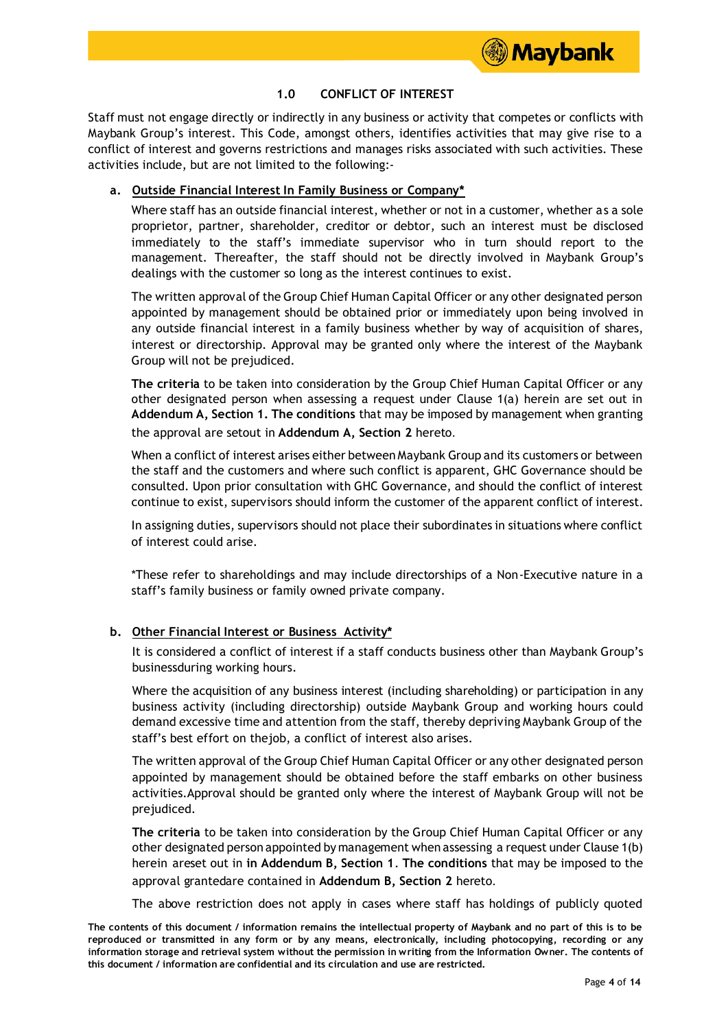## 1.0 CONFLICT OF INTEREST

Staff must not engage directly or indirectly in any business or activity that competes or conflicts with Maybank Group's interest. This Code, amongst others, identifies activities that may give rise to a conflict of interest and governs restrictions and manages risks associated with such activities. These activities include, but are not limited to the following:-

**a. Outside Financial Interest In Family Business or Company***

Where staff has an outside financial interest, whether or not in a customer, whether as a sole proprietor, partner, shareholder, creditor or debtor, such an interest must be disclosed immediately to the staff's immediate supervisor who in turn should report to the management. Thereafter, the staff should not be directly involved in Maybank Group's dealings with the customer so long as the interest continues to exist.

The written approval of the Group Chief Human Capital Officer or any other designated person appointed by management should be obtained prior or immediately upon being involved in any outside financial interest in a family business whether by way of acquisition of shares, interest or directorship. Approval may be granted only where the interest of the Maybank Group will not be prejudiced.

**The criteria** to be taken into consideration by the Group Chief Human Capital Officer or any other designated person when assessing a request under Clause 1(a) herein are set out in **Addendum A, Section 1. The conditions** that may be imposed by management when granting the approval are setout in **Addendum A, Section 2** hereto.

When a conflict of interest arises either between Maybank Group and its customers or between the staff and the customers and where such conflict is apparent, GHC Governance should be consulted. Upon prior consultation with GHC Governance, and should the conflict of interest continue to exist, supervisors should inform the customer of the apparent conflict of interest.

In assigning duties, supervisors should not place their subordinates in situations where conflict of interest could arise.

*These refer to shareholdings and may include directorships of a Non-Executive nature in a staff's family business or family owned private company.

**b. Other Financial Interest or Business Activity***

It is considered a conflict of interest if a staff conducts business other than Maybank Group's businessduring working hours.

Where the acquisition of any business interest (including shareholding) or participation in any business activity (including directorship) outside Maybank Group and working hours could demand excessive time and attention from the staff, thereby depriving Maybank Group of the staff's best effort on thejob, a conflict of interest also arises.

The written approval of the Group Chief Human Capital Officer or any other designated person appointed by management should be obtained before the staff embarks on other business activities.Approval should be granted only where the interest of Maybank Group will not be prejudiced.

**The criteria** to be taken into consideration by the Group Chief Human Capital Officer or any other designated person appointed by management when assessing a request under Clause 1(b) herein areset out in **in Addendum B, Section 1**. **The conditions** that may be imposed to the approval grantedare contained in **Addendum B, Section 2** hereto.

The above restriction does not apply in cases where staff has holdings of publicly quoted

**The contents of this document / information remains the intellectual property of Maybank and no part of this is to be reproduced or transmitted in any form or by any means, electronically, including photocopying, recording or any information storage and retrieval system without the permission in writing from the Information Owner. The contents of this document / information are confidential and its circulation and use are restricted.**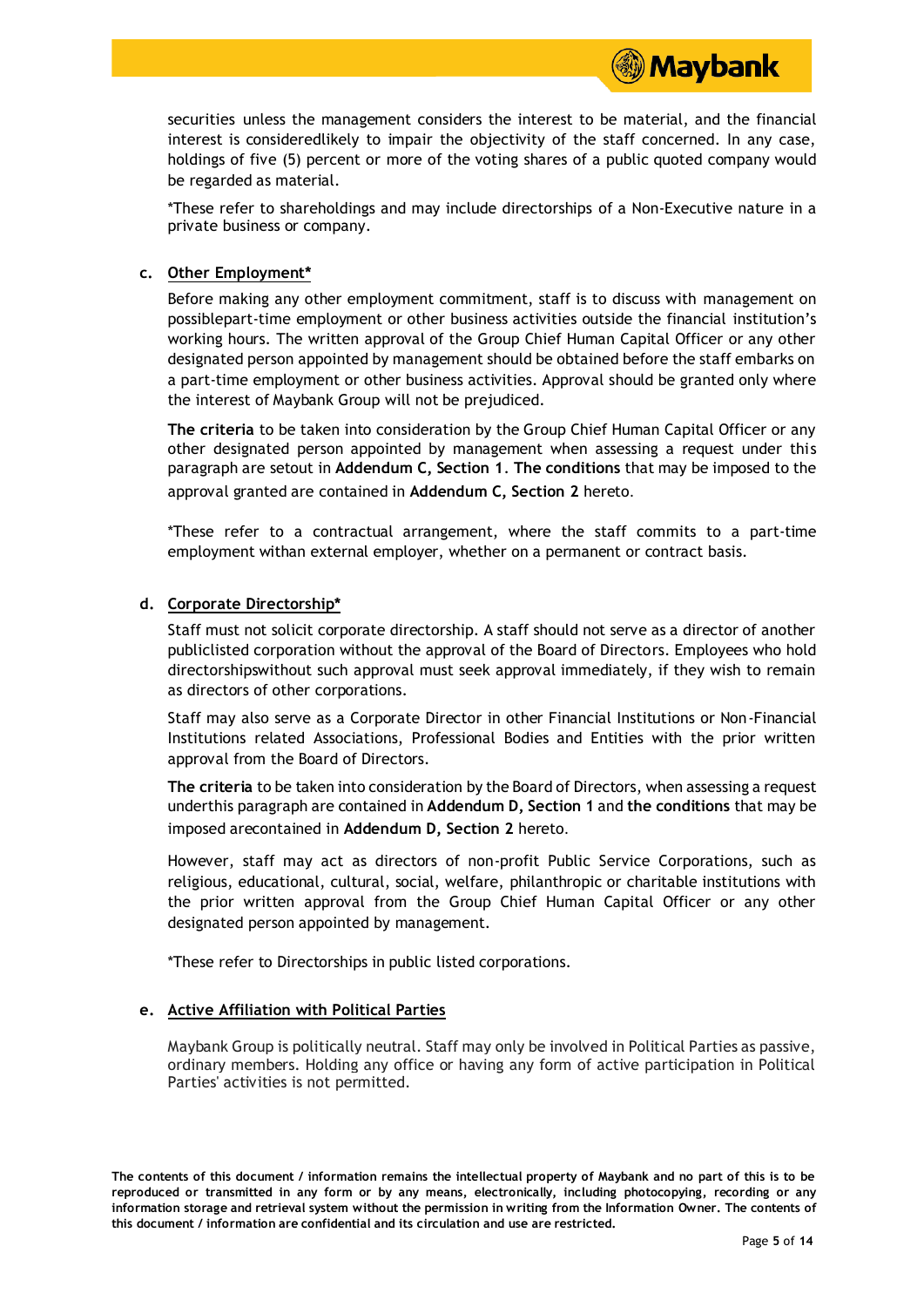securities unless the management considers the interest to be material, and the financial interest is consideredlikely to impair the objectivity of the staff concerned. In any case, holdings of five (5) percent or more of the voting shares of a public quoted company would be regarded as material.

*These refer to shareholdings and may include directorships of a Non-Executive nature in a private business or company.

**c. Other Employment***

Before making any other employment commitment, staff is to discuss with management on possiblepart-time employment or other business activities outside the financial institution's working hours. The written approval of the Group Chief Human Capital Officer or any other designated person appointed by management should be obtained before the staff embarks on a part-time employment or other business activities. Approval should be granted only where the interest of Maybank Group will not be prejudiced.

**The criteria** to be taken into consideration by the Group Chief Human Capital Officer or any other designated person appointed by management when assessing a request under this paragraph are setout in **Addendum C, Section 1**. **The conditions** that may be imposed to the approval granted are contained in **Addendum C, Section 2** hereto.

*These refer to a contractual arrangement, where the staff commits to a part-time employment withan external employer, whether on a permanent or contract basis.

**d. Corporate Directorship***

Staff must not solicit corporate directorship. A staff should not serve as a director of another publiclisted corporation without the approval of the Board of Directors. Employees who hold directorshipswithout such approval must seek approval immediately, if they wish to remain as directors of other corporations.

Staff may also serve as a Corporate Director in other Financial Institutions or Non-Financial Institutions related Associations, Professional Bodies and Entities with the prior written approval from the Board of Directors.

**The criteria** to be taken into consideration by the Board of Directors, when assessing a request underthis paragraph are contained in **Addendum D, Section 1** and **the conditions** that may be imposed arecontained in **Addendum D, Section 2** hereto.

However, staff may act as directors of non-profit Public Service Corporations, such as religious, educational, cultural, social, welfare, philanthropic or charitable institutions with the prior written approval from the Group Chief Human Capital Officer or any other designated person appointed by management.

*These refer to Directorships in public listed corporations.

**e. Active Affiliation with Political Parties**

Maybank Group is politically neutral. Staff may only be involved in Political Parties as passive, ordinary members. Holding any office or having any form of active participation in Political Parties' activities is not permitted.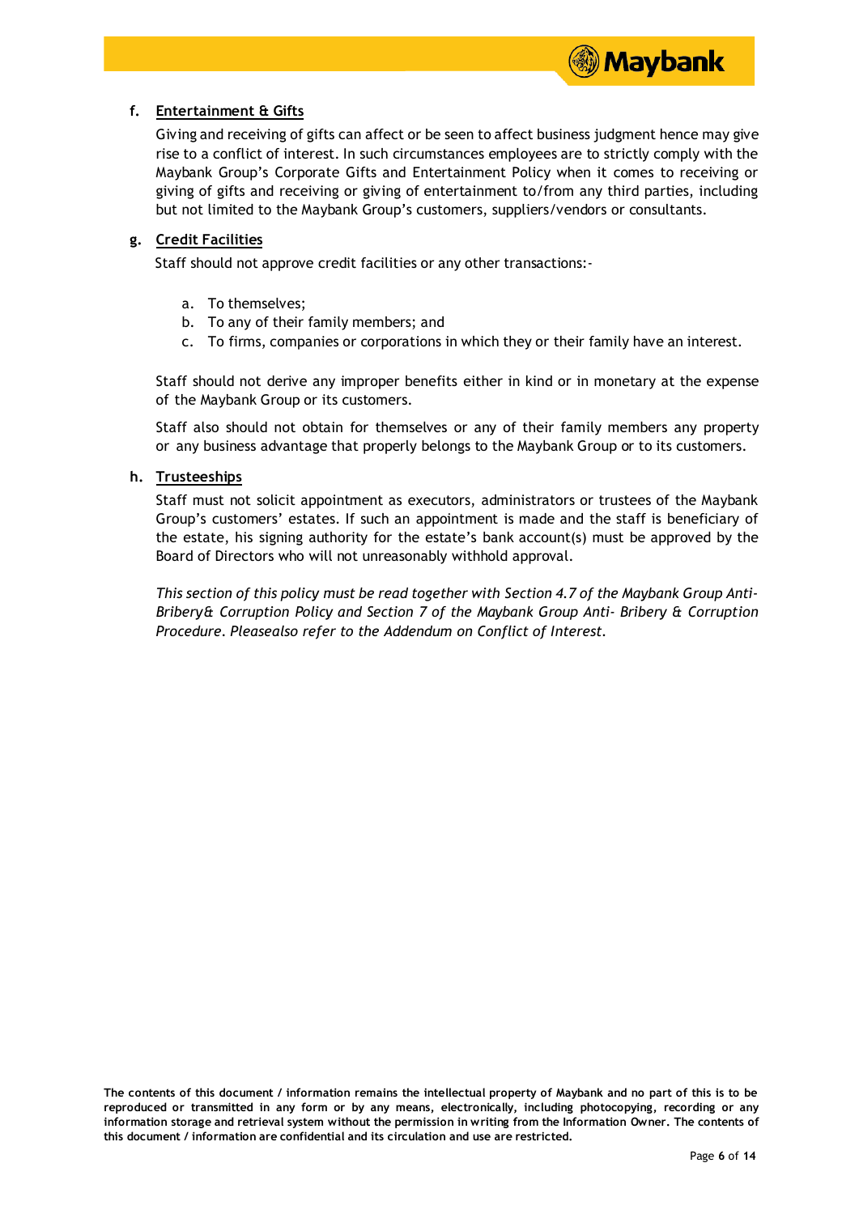**f. Entertainment & Gifts**

Giving and receiving of gifts can affect or be seen to affect business judgment hence may give rise to a conflict of interest. In such circumstances employees are to strictly comply with the Maybank Group's Corporate Gifts and Entertainment Policy when it comes to receiving or giving of gifts and receiving or giving of entertainment to/from any third parties, including but not limited to the Maybank Group's customers, suppliers/vendors or consultants.

**g. Credit Facilities**

Staff should not approve credit facilities or any other transactions:-

a. To themselves;
b. To any of their family members; and
c. To firms, companies or corporations in which they or their family have an interest.

Staff should not derive any improper benefits either in kind or in monetary at the expense of the Maybank Group or its customers.

Staff also should not obtain for themselves or any of their family members any property or any business advantage that properly belongs to the Maybank Group or to its customers.

**h. Trusteeships**

Staff must not solicit appointment as executors, administrators or trustees of the Maybank Group's customers' estates. If such an appointment is made and the staff is beneficiary of the estate, his signing authority for the estate's bank account(s) must be approved by the Board of Directors who will not unreasonably withhold approval.

*This section of this policy must be read together with Section 4.7 of the Maybank Group Anti-Bribery& Corruption Policy and Section 7 of the Maybank Group Anti- Bribery & Corruption Procedure. Pleasealso refer to the Addendum on Conflict of Interest.*

**The contents of this document / information remains the intellectual property of Maybank and no part of this is to be reproduced or transmitted in any form or by any means, electronically, including photocopying, recording or any information storage and retrieval system without the permission in writing from the Information Owner. The contents of this document / information are confidential and its circulation and use are restricted.**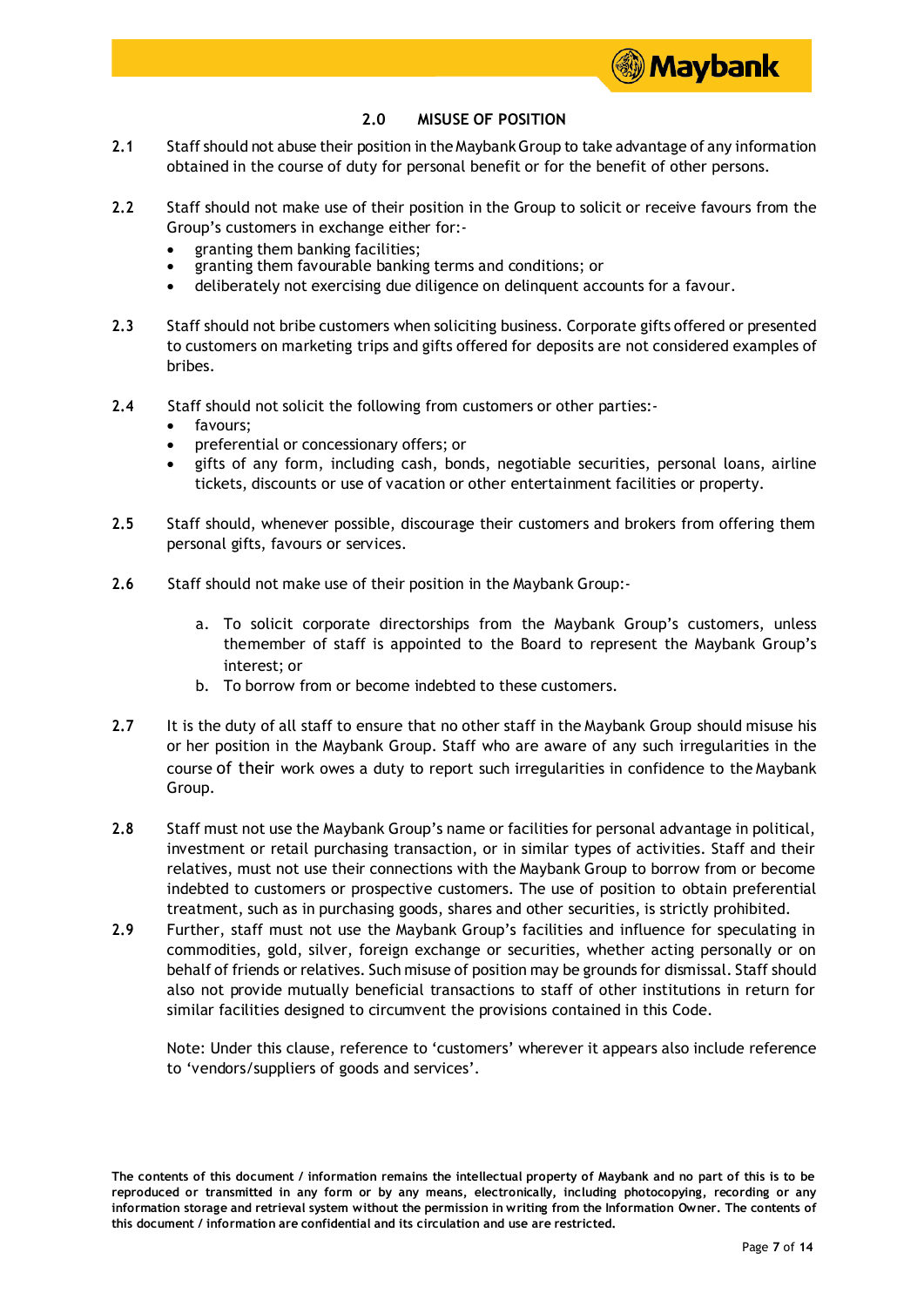## 2.0 MISUSE OF POSITION

**2.1** Staff should not abuse their position in the Maybank Group to take advantage of any information obtained in the course of duty for personal benefit or for the benefit of other persons.

**2.2** Staff should not make use of their position in the Group to solicit or receive favours from the Group's customers in exchange either for:-

- granting them banking facilities;
- granting them favourable banking terms and conditions; or
- deliberately not exercising due diligence on delinquent accounts for a favour.

**2.3** Staff should not bribe customers when soliciting business. Corporate gifts offered or presented to customers on marketing trips and gifts offered for deposits are not considered examples of bribes.

**2.4** Staff should not solicit the following from customers or other parties:-

- favours;
- preferential or concessionary offers; or
- gifts of any form, including cash, bonds, negotiable securities, personal loans, airline tickets, discounts or use of vacation or other entertainment facilities or property.

**2.5** Staff should, whenever possible, discourage their customers and brokers from offering them personal gifts, favours or services.

**2.6** Staff should not make use of their position in the Maybank Group:-

a. To solicit corporate directorships from the Maybank Group's customers, unless themember of staff is appointed to the Board to represent the Maybank Group's interest; or
b. To borrow from or become indebted to these customers.

**2.7** It is the duty of all staff to ensure that no other staff in the Maybank Group should misuse his or her position in the Maybank Group. Staff who are aware of any such irregularities in the course of their work owes a duty to report such irregularities in confidence to the Maybank Group.

**2.8** Staff must not use the Maybank Group's name or facilities for personal advantage in political, investment or retail purchasing transaction, or in similar types of activities. Staff and their relatives, must not use their connections with the Maybank Group to borrow from or become indebted to customers or prospective customers. The use of position to obtain preferential treatment, such as in purchasing goods, shares and other securities, is strictly prohibited.

**2.9** Further, staff must not use the Maybank Group's facilities and influence for speculating in commodities, gold, silver, foreign exchange or securities, whether acting personally or on behalf of friends or relatives. Such misuse of position may be grounds for dismissal. Staff should also not provide mutually beneficial transactions to staff of other institutions in return for similar facilities designed to circumvent the provisions contained in this Code.

Note: Under this clause, reference to 'customers' wherever it appears also include reference to 'vendors/suppliers of goods and services'.

**The contents of this document / information remains the intellectual property of Maybank and no part of this is to be reproduced or transmitted in any form or by any means, electronically, including photocopying, recording or any information storage and retrieval system without the permission in writing from the Information Owner. The contents of this document / information are confidential and its circulation and use are restricted.**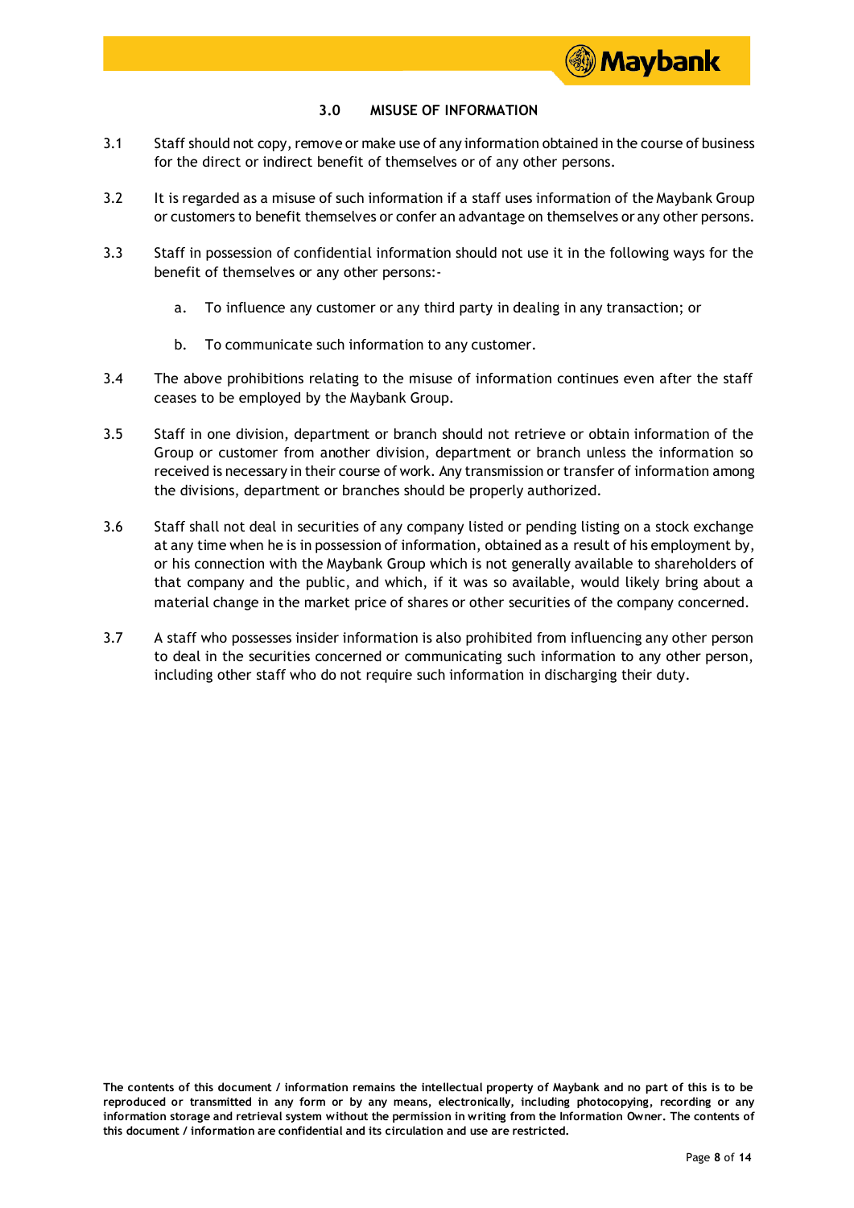## 3.0 MISUSE OF INFORMATION

3.1 Staff should not copy, remove or make use of any information obtained in the course of business for the direct or indirect benefit of themselves or of any other persons.

3.2 It is regarded as a misuse of such information if a staff uses information of the Maybank Group or customers to benefit themselves or confer an advantage on themselves or any other persons.

3.3 Staff in possession of confidential information should not use it in the following ways for the benefit of themselves or any other persons:-

a. To influence any customer or any third party in dealing in any transaction; or

b. To communicate such information to any customer.

3.4 The above prohibitions relating to the misuse of information continues even after the staff ceases to be employed by the Maybank Group.

3.5 Staff in one division, department or branch should not retrieve or obtain information of the Group or customer from another division, department or branch unless the information so received is necessary in their course of work. Any transmission or transfer of information among the divisions, department or branches should be properly authorized.

3.6 Staff shall not deal in securities of any company listed or pending listing on a stock exchange at any time when he is in possession of information, obtained as a result of his employment by, or his connection with the Maybank Group which is not generally available to shareholders of that company and the public, and which, if it was so available, would likely bring about a material change in the market price of shares or other securities of the company concerned.

3.7 A staff who possesses insider information is also prohibited from influencing any other person to deal in the securities concerned or communicating such information to any other person, including other staff who do not require such information in discharging their duty.

**The contents of this document / information remains the intellectual property of Maybank and no part of this is to be reproduced or transmitted in any form or by any means, electronically, including photocopying, recording or any information storage and retrieval system without the permission in writing from the Information Owner. The contents of this document / information are confidential and its circulation and use are restricted.**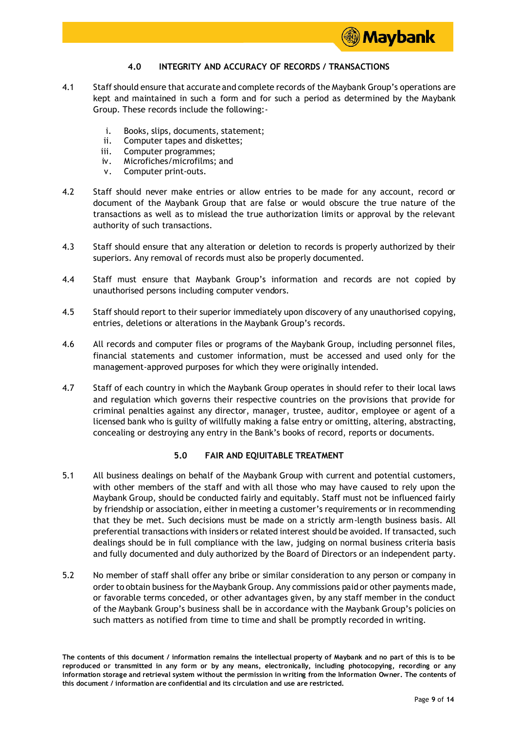## 4.0 INTEGRITY AND ACCURACY OF RECORDS / TRANSACTIONS

4.1 Staff should ensure that accurate and complete records of the Maybank Group's operations are kept and maintained in such a form and for such a period as determined by the Maybank Group. These records include the following:-

   i. Books, slips, documents, statement;
   ii. Computer tapes and diskettes;
   iii. Computer programmes;
   iv. Microfiches/microfilms; and
   v. Computer print-outs.

4.2 Staff should never make entries or allow entries to be made for any account, record or document of the Maybank Group that are false or would obscure the true nature of the transactions as well as to mislead the true authorization limits or approval by the relevant authority of such transactions.

4.3 Staff should ensure that any alteration or deletion to records is properly authorized by their superiors. Any removal of records must also be properly documented.

4.4 Staff must ensure that Maybank Group's information and records are not copied by unauthorised persons including computer vendors.

4.5 Staff should report to their superior immediately upon discovery of any unauthorised copying, entries, deletions or alterations in the Maybank Group's records.

4.6 All records and computer files or programs of the Maybank Group, including personnel files, financial statements and customer information, must be accessed and used only for the management-approved purposes for which they were originally intended.

4.7 Staff of each country in which the Maybank Group operates in should refer to their local laws and regulation which governs their respective countries on the provisions that provide for criminal penalties against any director, manager, trustee, auditor, employee or agent of a licensed bank who is guilty of willfully making a false entry or omitting, altering, abstracting, concealing or destroying any entry in the Bank's books of record, reports or documents.

## 5.0 FAIR AND EQIUITABLE TREATMENT

5.1 All business dealings on behalf of the Maybank Group with current and potential customers, with other members of the staff and with all those who may have caused to rely upon the Maybank Group, should be conducted fairly and equitably. Staff must not be influenced fairly by friendship or association, either in meeting a customer's requirements or in recommending that they be met. Such decisions must be made on a strictly arm-length business basis. All preferential transactions with insiders or related interest should be avoided. If transacted, such dealings should be in full compliance with the law, judging on normal business criteria basis and fully documented and duly authorized by the Board of Directors or an independent party.

5.2 No member of staff shall offer any bribe or similar consideration to any person or company in order to obtain business for the Maybank Group. Any commissions paid or other payments made, or favorable terms conceded, or other advantages given, by any staff member in the conduct of the Maybank Group's business shall be in accordance with the Maybank Group's policies on such matters as notified from time to time and shall be promptly recorded in writing.

**The contents of this document / information remains the intellectual property of Maybank and no part of this is to be reproduced or transmitted in any form or by any means, electronically, including photocopying, recording or any information storage and retrieval system without the permission in writing from the Information Owner. The contents of this document / information are confidential and its circulation and use are restricted.**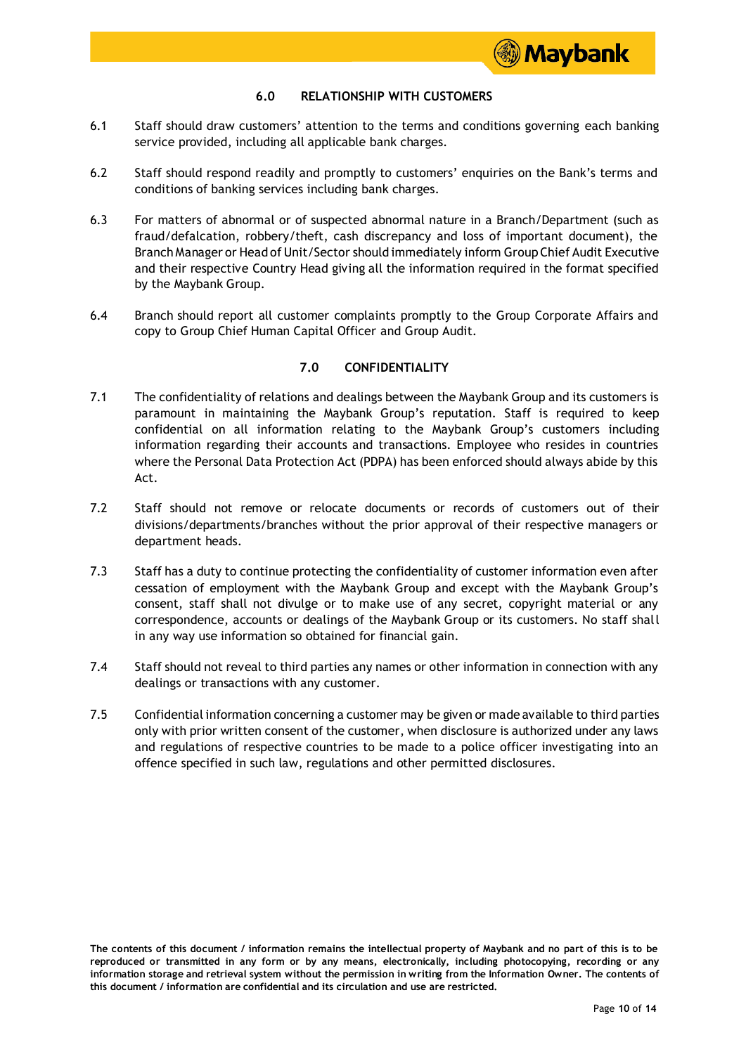## 6.0 RELATIONSHIP WITH CUSTOMERS

6.1 Staff should draw customers' attention to the terms and conditions governing each banking service provided, including all applicable bank charges.

6.2 Staff should respond readily and promptly to customers' enquiries on the Bank's terms and conditions of banking services including bank charges.

6.3 For matters of abnormal or of suspected abnormal nature in a Branch/Department (such as fraud/defalcation, robbery/theft, cash discrepancy and loss of important document), the Branch Manager or Head of Unit/Sector should immediately inform Group Chief Audit Executive and their respective Country Head giving all the information required in the format specified by the Maybank Group.

6.4 Branch should report all customer complaints promptly to the Group Corporate Affairs and copy to Group Chief Human Capital Officer and Group Audit.

## 7.0 CONFIDENTIALITY

7.1 The confidentiality of relations and dealings between the Maybank Group and its customers is paramount in maintaining the Maybank Group's reputation. Staff is required to keep confidential on all information relating to the Maybank Group's customers including information regarding their accounts and transactions. Employee who resides in countries where the Personal Data Protection Act (PDPA) has been enforced should always abide by this Act.

7.2 Staff should not remove or relocate documents or records of customers out of their divisions/departments/branches without the prior approval of their respective managers or department heads.

7.3 Staff has a duty to continue protecting the confidentiality of customer information even after cessation of employment with the Maybank Group and except with the Maybank Group's consent, staff shall not divulge or to make use of any secret, copyright material or any correspondence, accounts or dealings of the Maybank Group or its customers. No staff shall in any way use information so obtained for financial gain.

7.4 Staff should not reveal to third parties any names or other information in connection with any dealings or transactions with any customer.

7.5 Confidential information concerning a customer may be given or made available to third parties only with prior written consent of the customer, when disclosure is authorized under any laws and regulations of respective countries to be made to a police officer investigating into an offence specified in such law, regulations and other permitted disclosures.

**The contents of this document / information remains the intellectual property of Maybank and no part of this is to be reproduced or transmitted in any form or by any means, electronically, including photocopying, recording or any information storage and retrieval system without the permission in writing from the Information Owner. The contents of this document / information are confidential and its circulation and use are restricted.**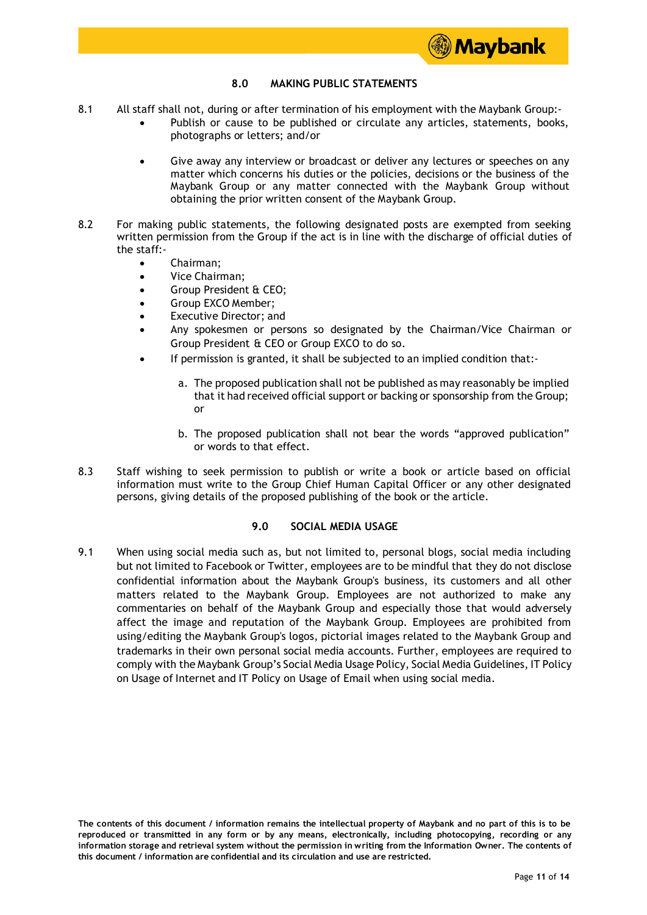## 8.0 MAKING PUBLIC STATEMENTS

8.1 All staff shall not, during or after termination of his employment with the Maybank Group:-

- Publish or cause to be published or circulate any articles, statements, books, photographs or letters; and/or
- Give away any interview or broadcast or deliver any lectures or speeches on any matter which concerns his duties or the policies, decisions or the business of the Maybank Group or any matter connected with the Maybank Group without obtaining the prior written consent of the Maybank Group.

8.2 For making public statements, the following designated posts are exempted from seeking written permission from the Group if the act is in line with the discharge of official duties of the staff:-

- Chairman;
- Vice Chairman;
- Group President & CEO;
- Group EXCO Member;
- Executive Director; and
- Any spokesmen or persons so designated by the Chairman/Vice Chairman or Group President & CEO or Group EXCO to do so.
- If permission is granted, it shall be subjected to an implied condition that:-

    a. The proposed publication shall not be published as may reasonably be implied that it had received official support or backing or sponsorship from the Group; or

    b. The proposed publication shall not bear the words "approved publication" or words to that effect.

8.3 Staff wishing to seek permission to publish or write a book or article based on official information must write to the Group Chief Human Capital Officer or any other designated persons, giving details of the proposed publishing of the book or the article.

## 9.0 SOCIAL MEDIA USAGE

9.1 When using social media such as, but not limited to, personal blogs, social media including but not limited to Facebook or Twitter, employees are to be mindful that they do not disclose confidential information about the Maybank Group's business, its customers and all other matters related to the Maybank Group. Employees are not authorized to make any commentaries on behalf of the Maybank Group and especially those that would adversely affect the image and reputation of the Maybank Group. Employees are prohibited from using/editing the Maybank Group's logos, pictorial images related to the Maybank Group and trademarks in their own personal social media accounts. Further, employees are required to comply with the Maybank Group's Social Media Usage Policy, Social Media Guidelines, IT Policy on Usage of Internet and IT Policy on Usage of Email when using social media.

**The contents of this document / information remains the intellectual property of Maybank and no part of this is to be reproduced or transmitted in any form or by any means, electronically, including photocopying, recording or any information storage and retrieval system without the permission in writing from the Information Owner. The contents of this document / information are confidential and its circulation and use are restricted.**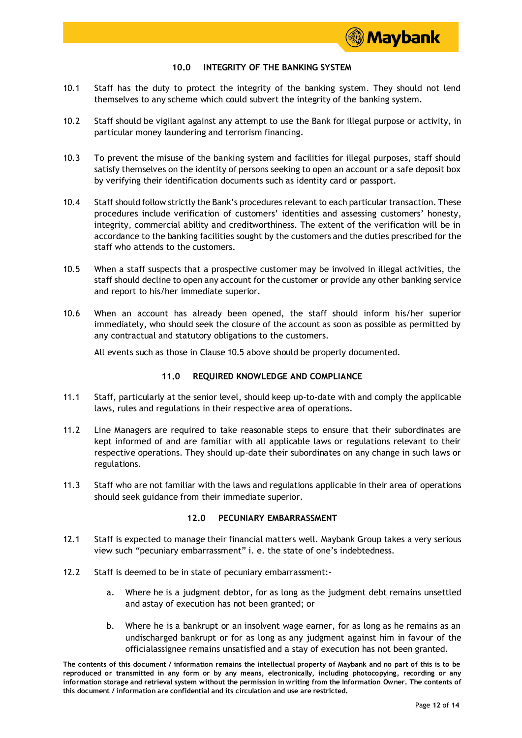## 10.0 INTEGRITY OF THE BANKING SYSTEM

10.1 Staff has the duty to protect the integrity of the banking system. They should not lend themselves to any scheme which could subvert the integrity of the banking system.

10.2 Staff should be vigilant against any attempt to use the Bank for illegal purpose or activity, in particular money laundering and terrorism financing.

10.3 To prevent the misuse of the banking system and facilities for illegal purposes, staff should satisfy themselves on the identity of persons seeking to open an account or a safe deposit box by verifying their identification documents such as identity card or passport.

10.4 Staff should follow strictly the Bank's procedures relevant to each particular transaction. These procedures include verification of customers' identities and assessing customers' honesty, integrity, commercial ability and creditworthiness. The extent of the verification will be in accordance to the banking facilities sought by the customers and the duties prescribed for the staff who attends to the customers.

10.5 When a staff suspects that a prospective customer may be involved in illegal activities, the staff should decline to open any account for the customer or provide any other banking service and report to his/her immediate superior.

10.6 When an account has already been opened, the staff should inform his/her superior immediately, who should seek the closure of the account as soon as possible as permitted by any contractual and statutory obligations to the customers.

All events such as those in Clause 10.5 above should be properly documented.

## 11.0 REQUIRED KNOWLEDGE AND COMPLIANCE

11.1 Staff, particularly at the senior level, should keep up-to-date with and comply the applicable laws, rules and regulations in their respective area of operations.

11.2 Line Managers are required to take reasonable steps to ensure that their subordinates are kept informed of and are familiar with all applicable laws or regulations relevant to their respective operations. They should up-date their subordinates on any change in such laws or regulations.

11.3 Staff who are not familiar with the laws and regulations applicable in their area of operations should seek guidance from their immediate superior.

## 12.0 PECUNIARY EMBARRASSMENT

12.1 Staff is expected to manage their financial matters well. Maybank Group takes a very serious view such "pecuniary embarrassment" i. e. the state of one's indebtedness.

12.2 Staff is deemed to be in state of pecuniary embarrassment:-

a. Where he is a judgment debtor, for as long as the judgment debt remains unsettled and astay of execution has not been granted; or

b. Where he is a bankrupt or an insolvent wage earner, for as long as he remains as an undischarged bankrupt or for as long as any judgment against him in favour of the officialassignee remains unsatisfied and a stay of execution has not been granted.

**The contents of this document / information remains the intellectual property of Maybank and no part of this is to be reproduced or transmitted in any form or by any means, electronically, including photocopying, recording or any information storage and retrieval system without the permission in writing from the Information Owner. The contents of this document / information are confidential and its circulation and use are restricted.**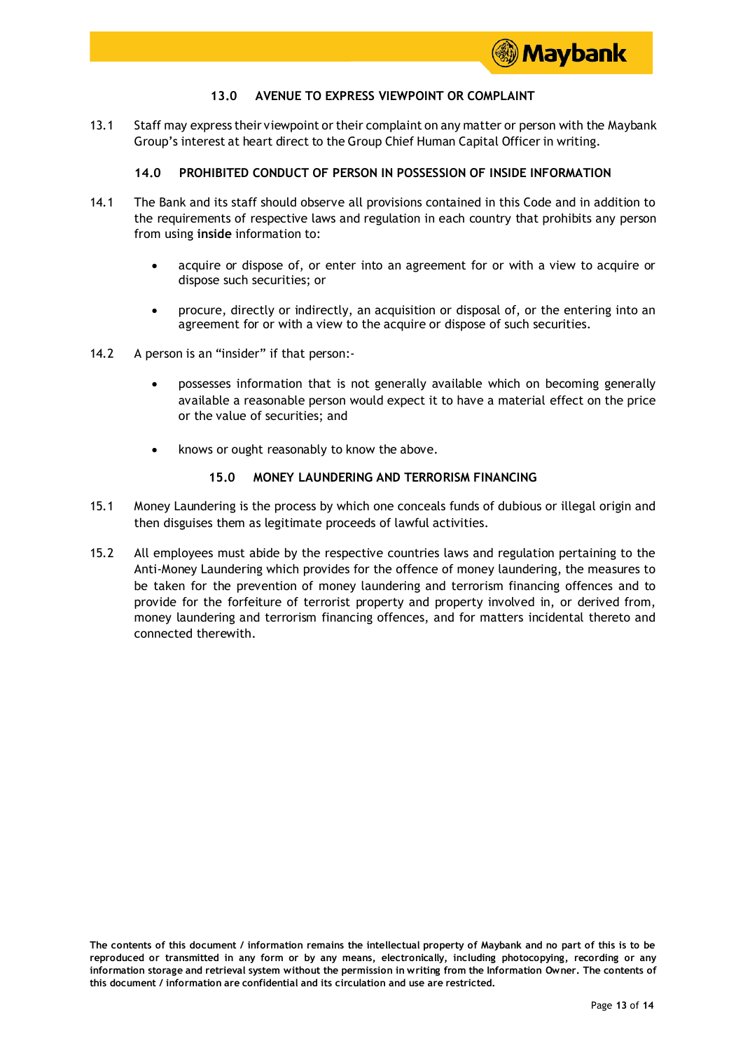## 13.0 AVENUE TO EXPRESS VIEWPOINT OR COMPLAINT

13.1 Staff may express their viewpoint or their complaint on any matter or person with the Maybank Group's interest at heart direct to the Group Chief Human Capital Officer in writing.

## 14.0 PROHIBITED CONDUCT OF PERSON IN POSSESSION OF INSIDE INFORMATION

14.1 The Bank and its staff should observe all provisions contained in this Code and in addition to the requirements of respective laws and regulation in each country that prohibits any person from using **inside** information to:

- acquire or dispose of, or enter into an agreement for or with a view to acquire or dispose such securities; or
- procure, directly or indirectly, an acquisition or disposal of, or the entering into an agreement for or with a view to the acquire or dispose of such securities.

14.2 A person is an "insider" if that person:-

- possesses information that is not generally available which on becoming generally available a reasonable person would expect it to have a material effect on the price or the value of securities; and
- knows or ought reasonably to know the above.

## 15.0 MONEY LAUNDERING AND TERRORISM FINANCING

15.1 Money Laundering is the process by which one conceals funds of dubious or illegal origin and then disguises them as legitimate proceeds of lawful activities.

15.2 All employees must abide by the respective countries laws and regulation pertaining to the Anti-Money Laundering which provides for the offence of money laundering, the measures to be taken for the prevention of money laundering and terrorism financing offences and to provide for the forfeiture of terrorist property and property involved in, or derived from, money laundering and terrorism financing offences, and for matters incidental thereto and connected therewith.

**The contents of this document / information remains the intellectual property of Maybank and no part of this is to be reproduced or transmitted in any form or by any means, electronically, including photocopying, recording or any information storage and retrieval system without the permission in writing from the Information Owner. The contents of this document / information are confidential and its circulation and use are restricted.**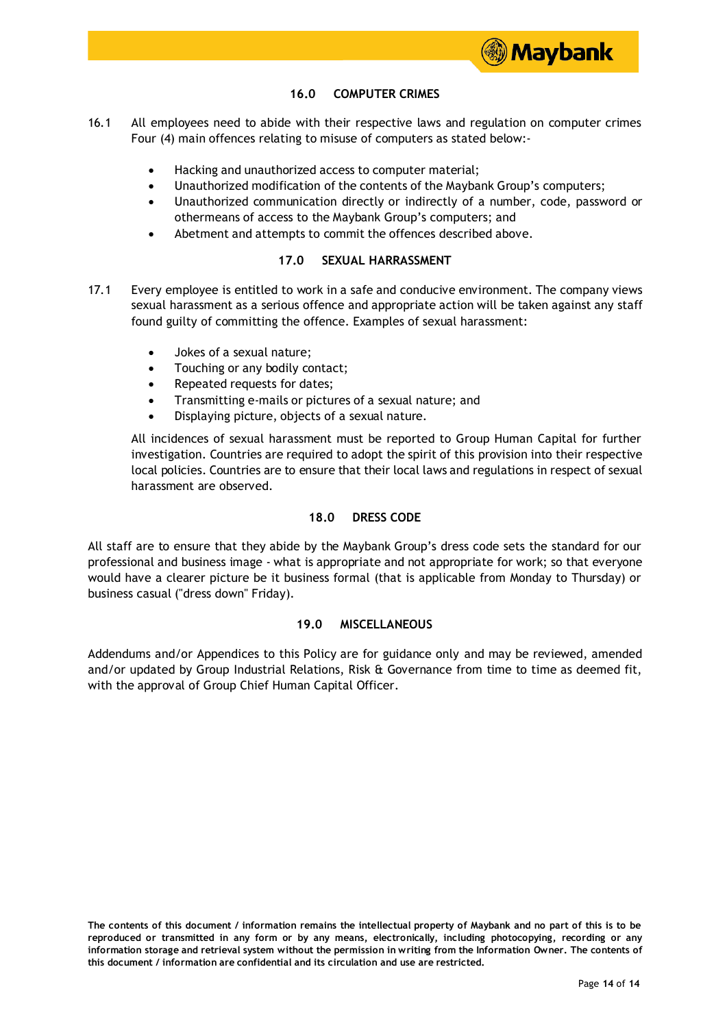## 16.0 COMPUTER CRIMES

16.1 All employees need to abide with their respective laws and regulation on computer crimes Four (4) main offences relating to misuse of computers as stated below:-

- Hacking and unauthorized access to computer material;
- Unauthorized modification of the contents of the Maybank Group's computers;
- Unauthorized communication directly or indirectly of a number, code, password or othermeans of access to the Maybank Group's computers; and
- Abetment and attempts to commit the offences described above.

## 17.0 SEXUAL HARRASSMENT

17.1 Every employee is entitled to work in a safe and conducive environment. The company views sexual harassment as a serious offence and appropriate action will be taken against any staff found guilty of committing the offence. Examples of sexual harassment:

- Jokes of a sexual nature;
- Touching or any bodily contact;
- Repeated requests for dates;
- Transmitting e-mails or pictures of a sexual nature; and
- Displaying picture, objects of a sexual nature.

All incidences of sexual harassment must be reported to Group Human Capital for further investigation. Countries are required to adopt the spirit of this provision into their respective local policies. Countries are to ensure that their local laws and regulations in respect of sexual harassment are observed.

## 18.0 DRESS CODE

All staff are to ensure that they abide by the Maybank Group's dress code sets the standard for our professional and business image - what is appropriate and not appropriate for work; so that everyone would have a clearer picture be it business formal (that is applicable from Monday to Thursday) or business casual ("dress down" Friday).

## 19.0 MISCELLANEOUS

Addendums and/or Appendices to this Policy are for guidance only and may be reviewed, amended and/or updated by Group Industrial Relations, Risk & Governance from time to time as deemed fit, with the approval of Group Chief Human Capital Officer.

**The contents of this document / information remains the intellectual property of Maybank and no part of this is to be reproduced or transmitted in any form or by any means, electronically, including photocopying, recording or any information storage and retrieval system without the permission in writing from the Information Owner. The contents of this document / information are confidential and its circulation and use are restricted.**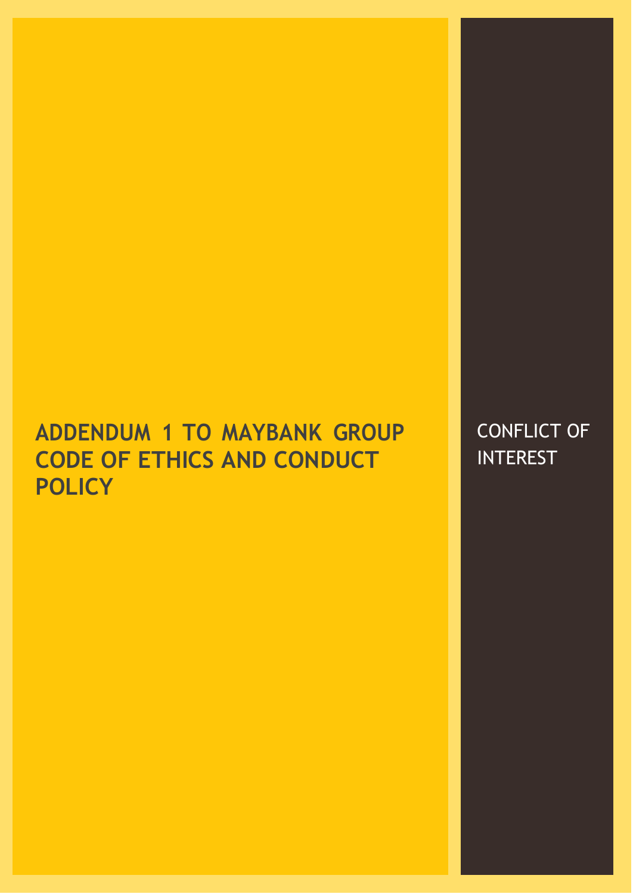# ADDENDUM 1 TO MAYBANK GROUP CODE OF ETHICS AND CONDUCT POLICY

CONFLICT OF INTEREST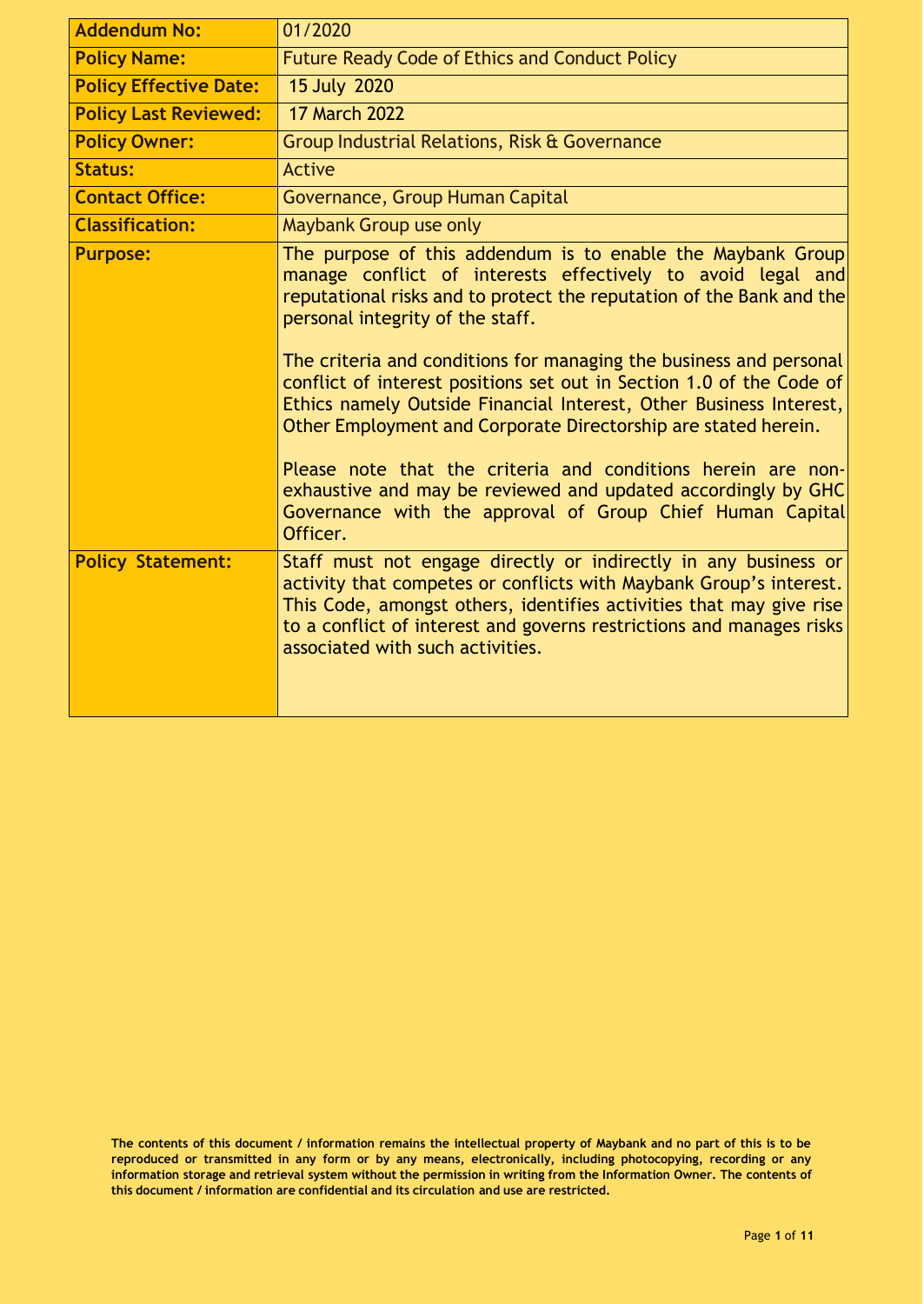| **Addendum No:** | 01/2020 |
| --- | --- |
| **Policy Name:** | Future Ready Code of Ethics and Conduct Policy |
| **Policy Effective Date:** | 15 July 2020 |
| **Policy Last Reviewed:** | 17 March 2022 |
| **Policy Owner:** | Group Industrial Relations, Risk & Governance |
| **Status:** | Active |
| **Contact Office:** | Governance, Group Human Capital |
| **Classification:** | Maybank Group use only |
| **Purpose:** | The purpose of this addendum is to enable the Maybank Group manage conflict of interests effectively to avoid legal and reputational risks and to protect the reputation of the Bank and the personal integrity of the staff.<br><br>The criteria and conditions for managing the business and personal conflict of interest positions set out in Section 1.0 of the Code of Ethics namely Outside Financial Interest, Other Business Interest, Other Employment and Corporate Directorship are stated herein.<br><br>Please note that the criteria and conditions herein are non-exhaustive and may be reviewed and updated accordingly by GHC Governance with the approval of Group Chief Human Capital Officer. |
| **Policy Statement:** | Staff must not engage directly or indirectly in any business or activity that competes or conflicts with Maybank Group's interest. This Code, amongst others, identifies activities that may give rise to a conflict of interest and governs restrictions and manages risks associated with such activities. |

**The contents of this document / information remains the intellectual property of Maybank and no part of this is to be reproduced or transmitted in any form or by any means, electronically, including photocopying, recording or any information storage and retrieval system without the permission in writing from the Information Owner. The contents of this document / information are confidential and its circulation and use are restricted.**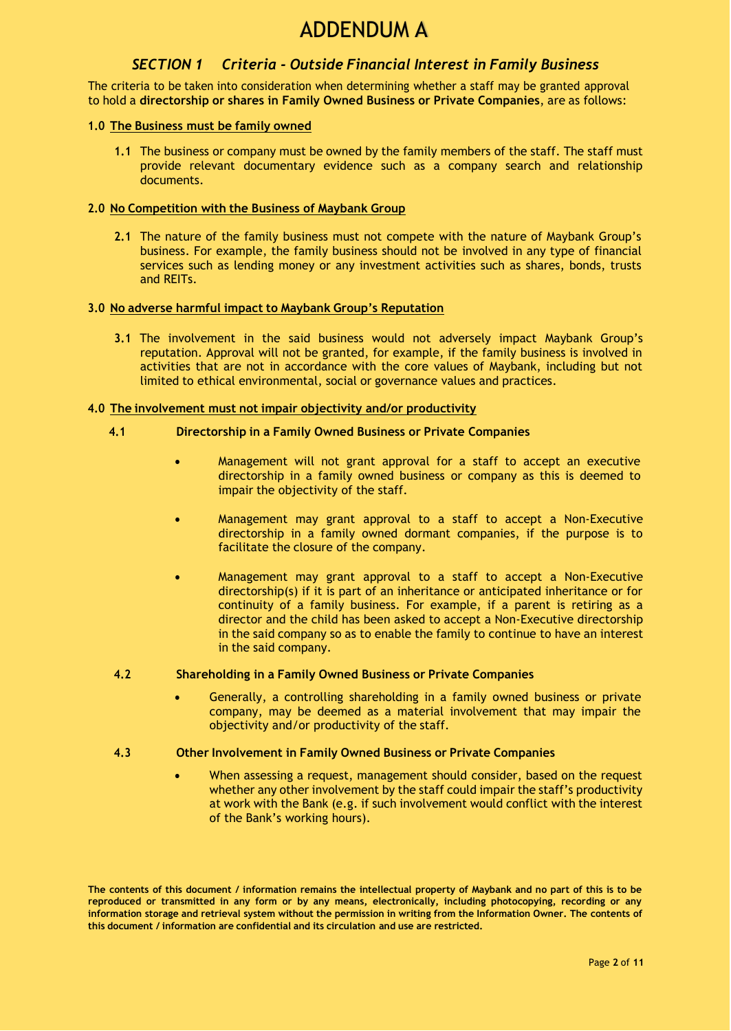# ADDENDUM A

## *SECTION 1 Criteria - Outside Financial Interest in Family Business*

The criteria to be taken into consideration when determining whether a staff may be granted approval to hold a **directorship or shares in Family Owned Business or Private Companies**, are as follows:

### 1.0 The Business must be family owned

**1.1** The business or company must be owned by the family members of the staff. The staff must provide relevant documentary evidence such as a company search and relationship documents.

### 2.0 No Competition with the Business of Maybank Group

**2.1** The nature of the family business must not compete with the nature of Maybank Group's business. For example, the family business should not be involved in any type of financial services such as lending money or any investment activities such as shares, bonds, trusts and REITs.

### 3.0 No adverse harmful impact to Maybank Group's Reputation

**3.1** The involvement in the said business would not adversely impact Maybank Group's reputation. Approval will not be granted, for example, if the family business is involved in activities that are not in accordance with the core values of Maybank, including but not limited to ethical environmental, social or governance values and practices.

### 4.0 The involvement must not impair objectivity and/or productivity

**4.1 Directorship in a Family Owned Business or Private Companies**

- Management will not grant approval for a staff to accept an executive directorship in a family owned business or company as this is deemed to impair the objectivity of the staff.
- Management may grant approval to a staff to accept a Non-Executive directorship in a family owned dormant companies, if the purpose is to facilitate the closure of the company.
- Management may grant approval to a staff to accept a Non-Executive directorship(s) if it is part of an inheritance or anticipated inheritance or for continuity of a family business. For example, if a parent is retiring as a director and the child has been asked to accept a Non-Executive directorship in the said company so as to enable the family to continue to have an interest in the said company.

**4.2 Shareholding in a Family Owned Business or Private Companies**

- Generally, a controlling shareholding in a family owned business or private company, may be deemed as a material involvement that may impair the objectivity and/or productivity of the staff.

**4.3 Other Involvement in Family Owned Business or Private Companies**

- When assessing a request, management should consider, based on the request whether any other involvement by the staff could impair the staff's productivity at work with the Bank (e.g. if such involvement would conflict with the interest of the Bank's working hours).

**The contents of this document / information remains the intellectual property of Maybank and no part of this is to be reproduced or transmitted in any form or by any means, electronically, including photocopying, recording or any information storage and retrieval system without the permission in writing from the Information Owner. The contents of this document / information are confidential and its circulation and use are restricted.**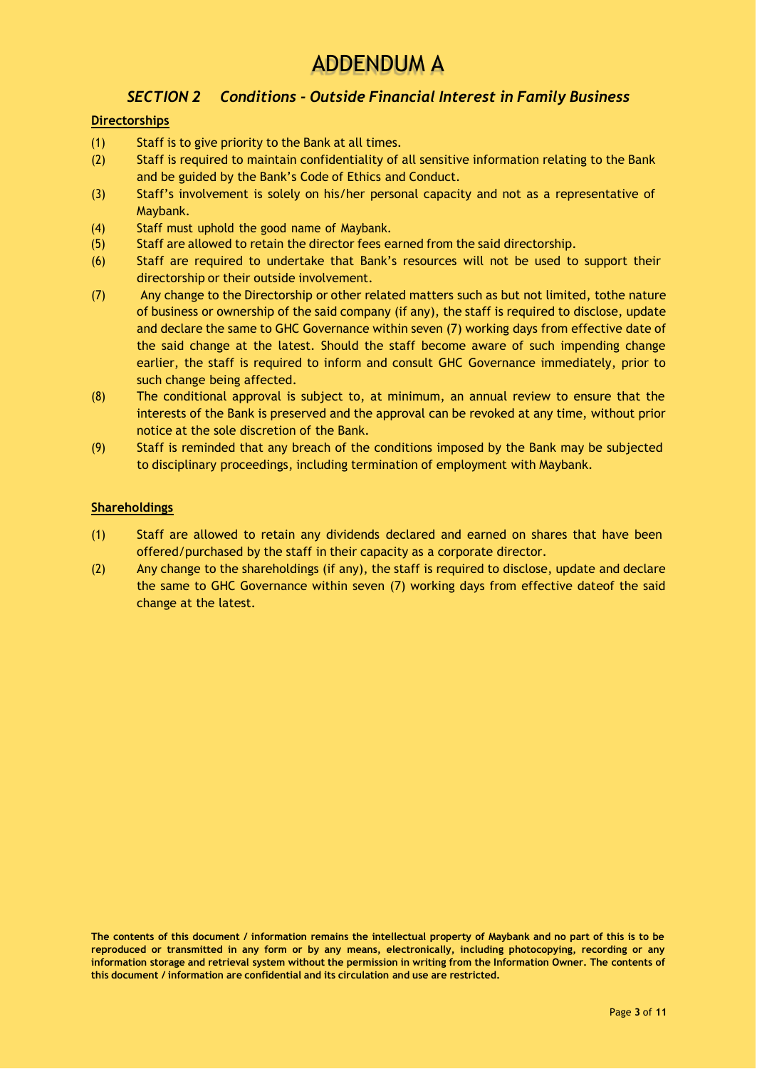# ADDENDUM A

### *SECTION 2 Conditions - Outside Financial Interest in Family Business*

**Directorships**

(1) Staff is to give priority to the Bank at all times.

(2) Staff is required to maintain confidentiality of all sensitive information relating to the Bank and be guided by the Bank's Code of Ethics and Conduct.

(3) Staff's involvement is solely on his/her personal capacity and not as a representative of Maybank.

(4) Staff must uphold the good name of Maybank.

(5) Staff are allowed to retain the director fees earned from the said directorship.

(6) Staff are required to undertake that Bank's resources will not be used to support their directorship or their outside involvement.

(7) Any change to the Directorship or other related matters such as but not limited, tothe nature of business or ownership of the said company (if any), the staff is required to disclose, update and declare the same to GHC Governance within seven (7) working days from effective date of the said change at the latest. Should the staff become aware of such impending change earlier, the staff is required to inform and consult GHC Governance immediately, prior to such change being affected.

(8) The conditional approval is subject to, at minimum, an annual review to ensure that the interests of the Bank is preserved and the approval can be revoked at any time, without prior notice at the sole discretion of the Bank.

(9) Staff is reminded that any breach of the conditions imposed by the Bank may be subjected to disciplinary proceedings, including termination of employment with Maybank.

**Shareholdings**

(1) Staff are allowed to retain any dividends declared and earned on shares that have been offered/purchased by the staff in their capacity as a corporate director.

(2) Any change to the shareholdings (if any), the staff is required to disclose, update and declare the same to GHC Governance within seven (7) working days from effective dateof the said change at the latest.

**The contents of this document / information remains the intellectual property of Maybank and no part of this is to be reproduced or transmitted in any form or by any means, electronically, including photocopying, recording or any information storage and retrieval system without the permission in writing from the Information Owner. The contents of this document / information are confidential and its circulation and use are restricted.**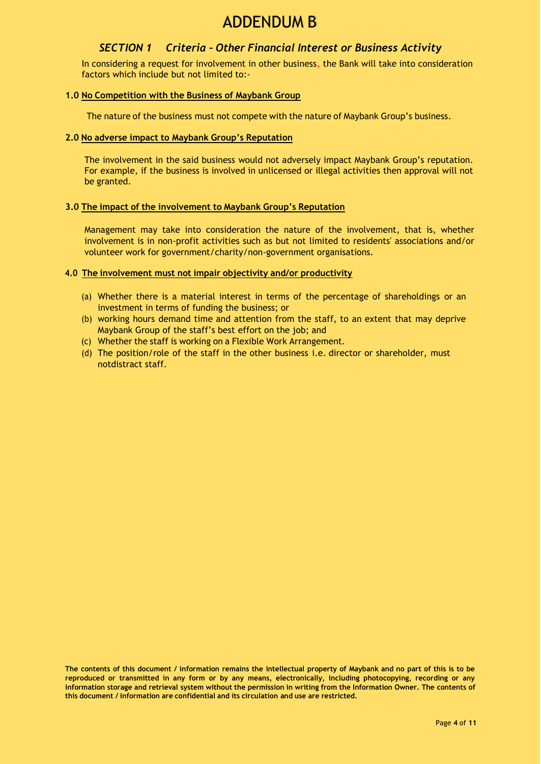# ADDENDUM B

## *SECTION 1 Criteria – Other Financial Interest or Business Activity*

In considering a request for involvement in other business, the Bank will take into consideration factors which include but not limited to:-

**1.0 <u>No Competition with the Business of Maybank Group</u>**

The nature of the business must not compete with the nature of Maybank Group's business.

**2.0 <u>No adverse impact to Maybank Group's Reputation</u>**

The involvement in the said business would not adversely impact Maybank Group's reputation. For example, if the business is involved in unlicensed or illegal activities then approval will not be granted.

**3.0 <u>The impact of the involvement to Maybank Group's Reputation</u>**

Management may take into consideration the nature of the involvement, that is, whether involvement is in non-profit activities such as but not limited to residents' associations and/or volunteer work for government/charity/non-government organisations.

**4.0 <u>The involvement must not impair objectivity and/or productivity</u>**

(a) Whether there is a material interest in terms of the percentage of shareholdings or an investment in terms of funding the business; or
(b) working hours demand time and attention from the staff, to an extent that may deprive Maybank Group of the staff's best effort on the job; and
(c) Whether the staff is working on a Flexible Work Arrangement.
(d) The position/role of the staff in the other business i.e. director or shareholder, must notdistract staff.

**The contents of this document / information remains the intellectual property of Maybank and no part of this is to be reproduced or transmitted in any form or by any means, electronically, including photocopying, recording or any information storage and retrieval system without the permission in writing from the Information Owner. The contents of this document / information are confidential and its circulation and use are restricted.**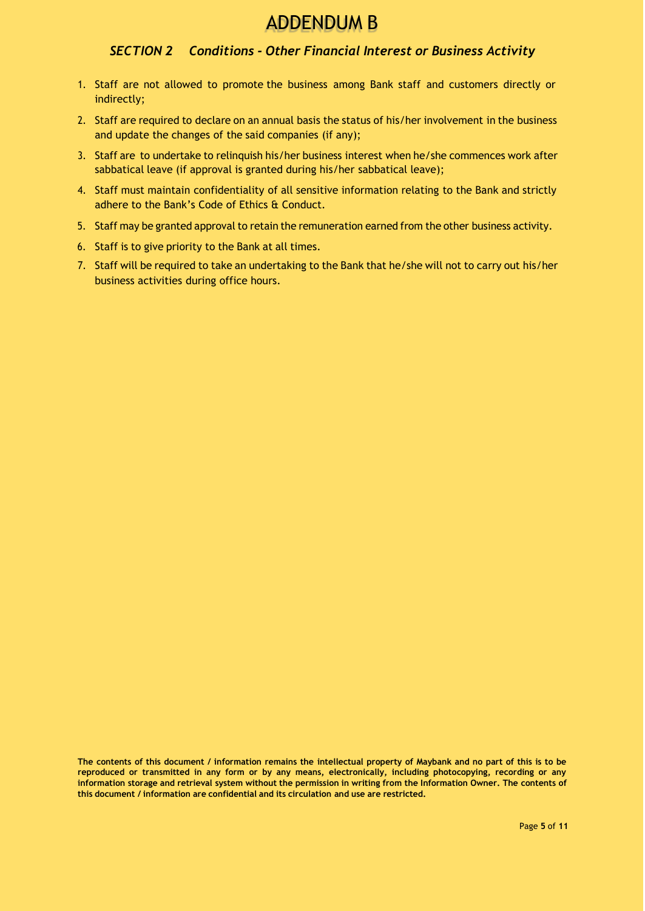# ADDENDUM B

## *SECTION 2 Conditions - Other Financial Interest or Business Activity*

1. Staff are not allowed to promote the business among Bank staff and customers directly or indirectly;
2. Staff are required to declare on an annual basis the status of his/her involvement in the business and update the changes of the said companies (if any);
3. Staff are to undertake to relinquish his/her business interest when he/she commences work after sabbatical leave (if approval is granted during his/her sabbatical leave);
4. Staff must maintain confidentiality of all sensitive information relating to the Bank and strictly adhere to the Bank's Code of Ethics & Conduct.
5. Staff may be granted approval to retain the remuneration earned from the other business activity.
6. Staff is to give priority to the Bank at all times.
7. Staff will be required to take an undertaking to the Bank that he/she will not to carry out his/her business activities during office hours.

**The contents of this document / information remains the intellectual property of Maybank and no part of this is to be reproduced or transmitted in any form or by any means, electronically, including photocopying, recording or any information storage and retrieval system without the permission in writing from the Information Owner. The contents of this document / information are confidential and its circulation and use are restricted.**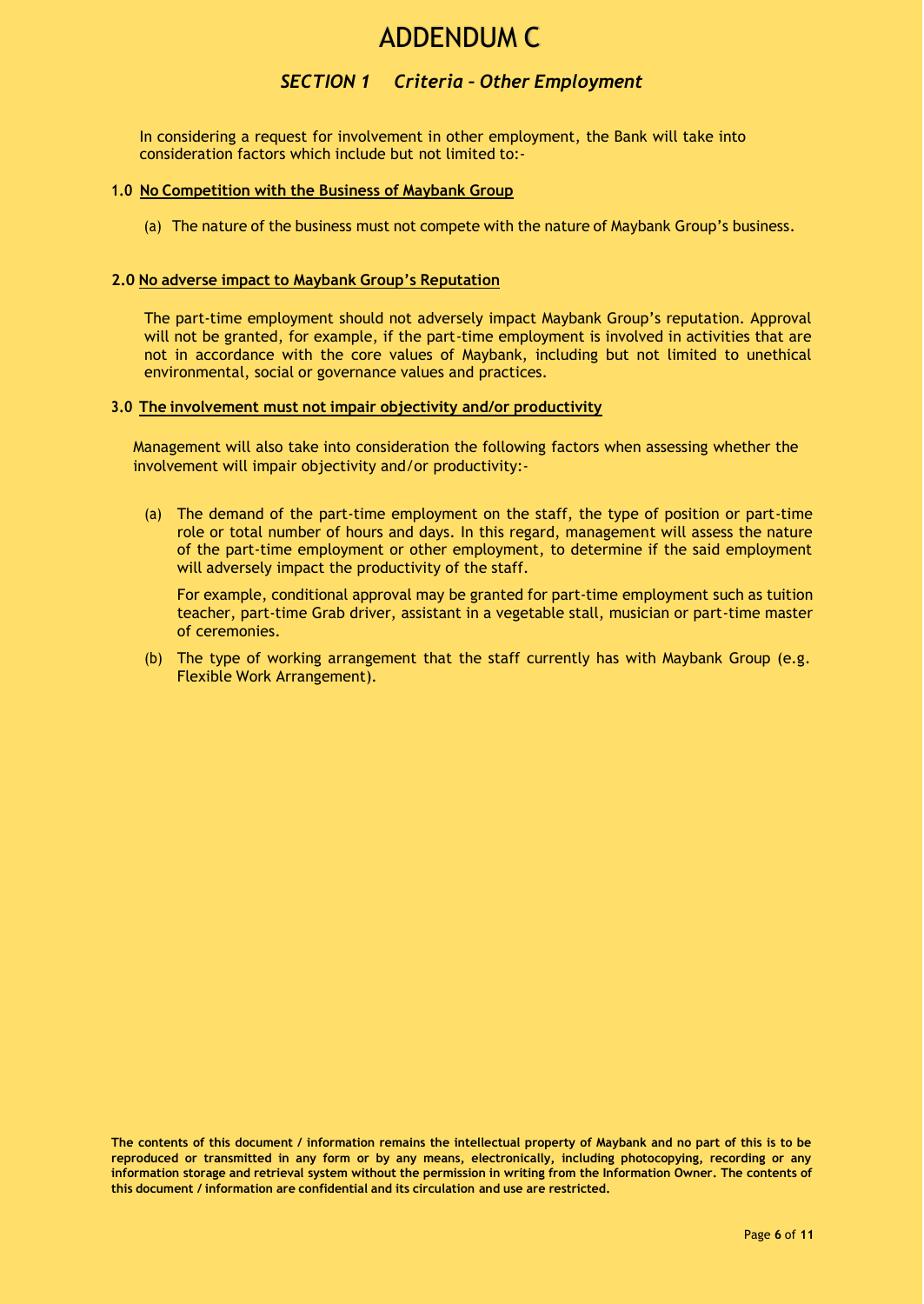# ADDENDUM C

## *SECTION 1 Criteria – Other Employment*

In considering a request for involvement in other employment, the Bank will take into consideration factors which include but not limited to:-

**1.0 <u>No Competition with the Business of Maybank Group</u>**

(a) The nature of the business must not compete with the nature of Maybank Group's business.

**2.0 <u>No adverse impact to Maybank Group's Reputation</u>**

The part-time employment should not adversely impact Maybank Group's reputation. Approval will not be granted, for example, if the part-time employment is involved in activities that are not in accordance with the core values of Maybank, including but not limited to unethical environmental, social or governance values and practices.

**3.0 <u>The involvement must not impair objectivity and/or productivity</u>**

Management will also take into consideration the following factors when assessing whether the involvement will impair objectivity and/or productivity:-

(a) The demand of the part-time employment on the staff, the type of position or part-time role or total number of hours and days. In this regard, management will assess the nature of the part-time employment or other employment, to determine if the said employment will adversely impact the productivity of the staff.

For example, conditional approval may be granted for part-time employment such as tuition teacher, part-time Grab driver, assistant in a vegetable stall, musician or part-time master of ceremonies.

(b) The type of working arrangement that the staff currently has with Maybank Group (e.g. Flexible Work Arrangement).

**The contents of this document / information remains the intellectual property of Maybank and no part of this is to be reproduced or transmitted in any form or by any means, electronically, including photocopying, recording or any information storage and retrieval system without the permission in writing from the Information Owner. The contents of this document / information are confidential and its circulation and use are restricted.**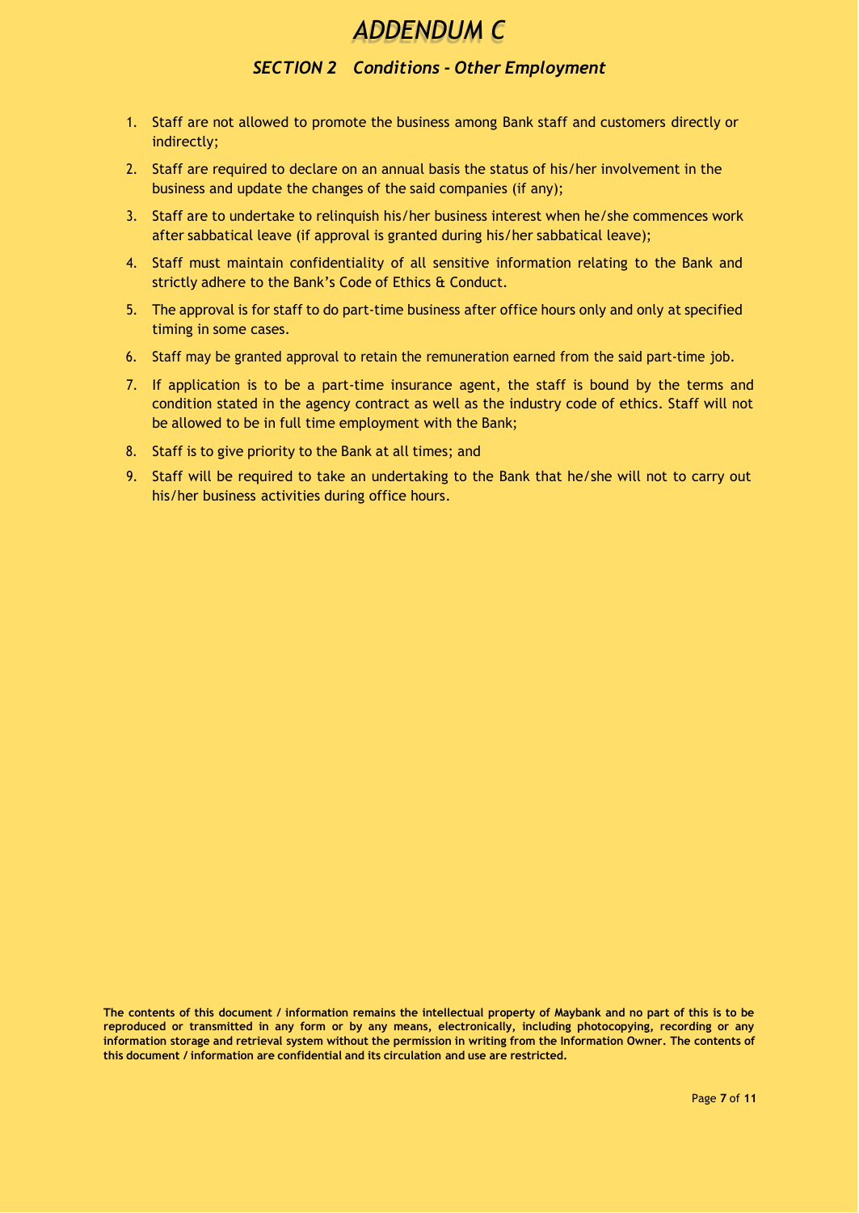# *ADDENDUM C*

### *SECTION 2 Conditions - Other Employment*

1. Staff are not allowed to promote the business among Bank staff and customers directly or indirectly;
2. Staff are required to declare on an annual basis the status of his/her involvement in the business and update the changes of the said companies (if any);
3. Staff are to undertake to relinquish his/her business interest when he/she commences work after sabbatical leave (if approval is granted during his/her sabbatical leave);
4. Staff must maintain confidentiality of all sensitive information relating to the Bank and strictly adhere to the Bank's Code of Ethics & Conduct.
5. The approval is for staff to do part-time business after office hours only and only at specified timing in some cases.
6. Staff may be granted approval to retain the remuneration earned from the said part-time job.
7. If application is to be a part-time insurance agent, the staff is bound by the terms and condition stated in the agency contract as well as the industry code of ethics. Staff will not be allowed to be in full time employment with the Bank;
8. Staff is to give priority to the Bank at all times; and
9. Staff will be required to take an undertaking to the Bank that he/she will not to carry out his/her business activities during office hours.

**The contents of this document / information remains the intellectual property of Maybank and no part of this is to be reproduced or transmitted in any form or by any means, electronically, including photocopying, recording or any information storage and retrieval system without the permission in writing from the Information Owner. The contents of this document / information are confidential and its circulation and use are restricted.**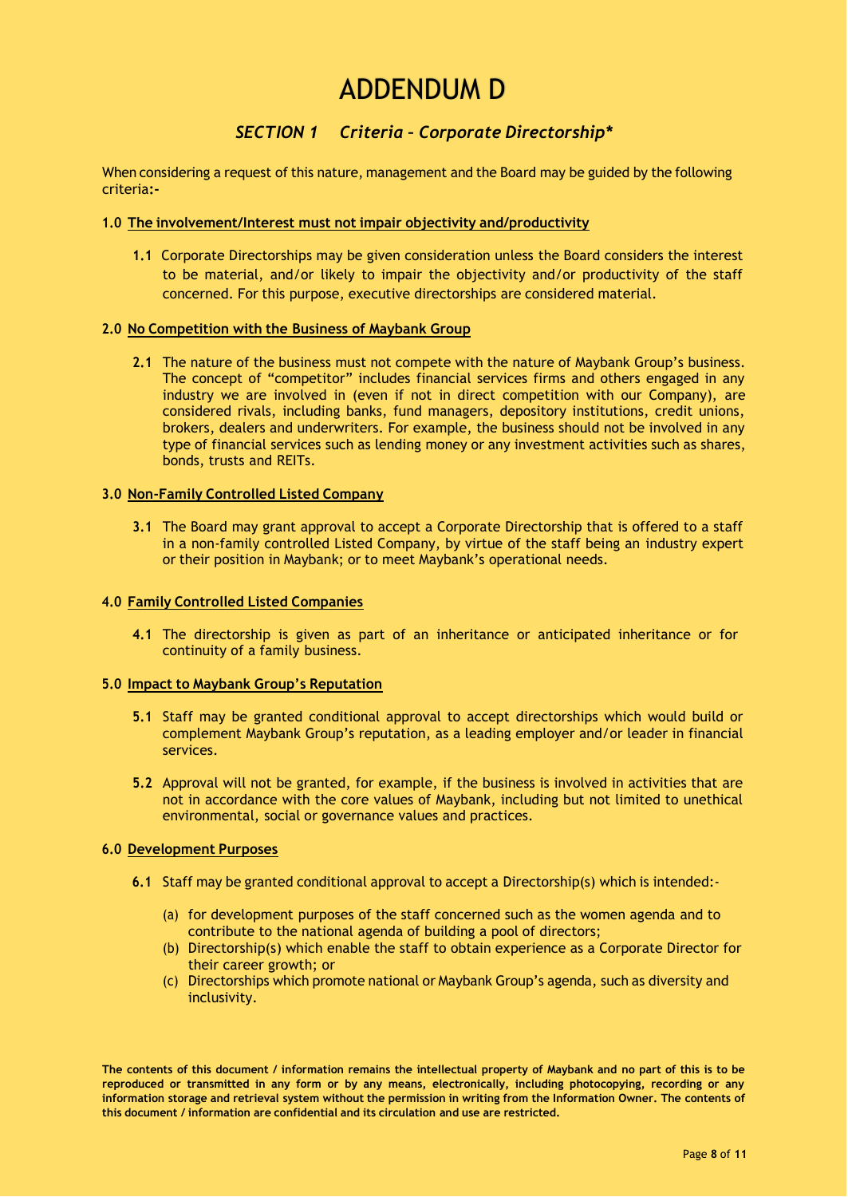# ADDENDUM D

## *SECTION 1 Criteria – Corporate Directorship**

When considering a request of this nature, management and the Board may be guided by the following criteria:-

**1.0 <u>The involvement/Interest must not impair objectivity and/productivity</u>**

**1.1** Corporate Directorships may be given consideration unless the Board considers the interest to be material, and/or likely to impair the objectivity and/or productivity of the staff concerned. For this purpose, executive directorships are considered material.

**2.0 <u>No Competition with the Business of Maybank Group</u>**

**2.1** The nature of the business must not compete with the nature of Maybank Group's business. The concept of "competitor" includes financial services firms and others engaged in any industry we are involved in (even if not in direct competition with our Company), are considered rivals, including banks, fund managers, depository institutions, credit unions, brokers, dealers and underwriters. For example, the business should not be involved in any type of financial services such as lending money or any investment activities such as shares, bonds, trusts and REITs.

**3.0 <u>Non-Family Controlled Listed Company</u>**

**3.1** The Board may grant approval to accept a Corporate Directorship that is offered to a staff in a non-family controlled Listed Company, by virtue of the staff being an industry expert or their position in Maybank; or to meet Maybank's operational needs.

**4.0 <u>Family Controlled Listed Companies</u>**

**4.1** The directorship is given as part of an inheritance or anticipated inheritance or for continuity of a family business.

**5.0 <u>Impact to Maybank Group's Reputation</u>**

**5.1** Staff may be granted conditional approval to accept directorships which would build or complement Maybank Group's reputation, as a leading employer and/or leader in financial services.

**5.2** Approval will not be granted, for example, if the business is involved in activities that are not in accordance with the core values of Maybank, including but not limited to unethical environmental, social or governance values and practices.

**6.0 <u>Development Purposes</u>**

**6.1** Staff may be granted conditional approval to accept a Directorship(s) which is intended:-

(a) for development purposes of the staff concerned such as the women agenda and to contribute to the national agenda of building a pool of directors;
(b) Directorship(s) which enable the staff to obtain experience as a Corporate Director for their career growth; or
(c) Directorships which promote national or Maybank Group's agenda, such as diversity and inclusivity.

**The contents of this document / information remains the intellectual property of Maybank and no part of this is to be reproduced or transmitted in any form or by any means, electronically, including photocopying, recording or any information storage and retrieval system without the permission in writing from the Information Owner. The contents of this document / information are confidential and its circulation and use are restricted.**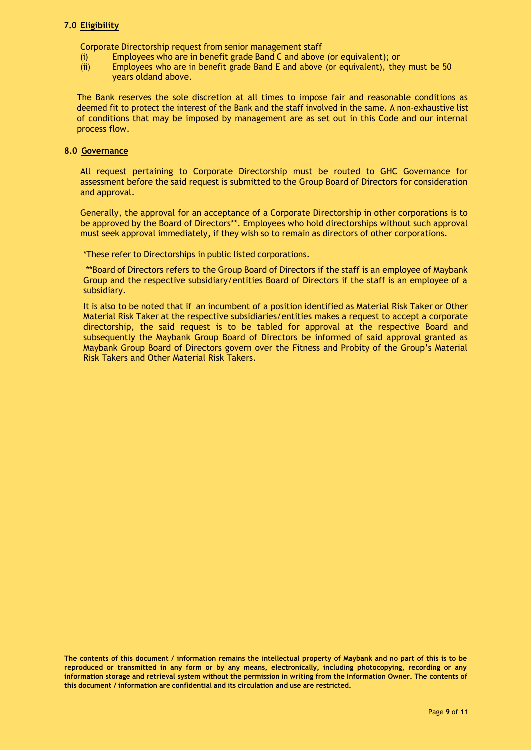## 7.0 Eligibility

Corporate Directorship request from senior management staff

(i) Employees who are in benefit grade Band C and above (or equivalent); or

(ii) Employees who are in benefit grade Band E and above (or equivalent), they must be 50 years oldand above.

The Bank reserves the sole discretion at all times to impose fair and reasonable conditions as deemed fit to protect the interest of the Bank and the staff involved in the same. A non-exhaustive list of conditions that may be imposed by management are as set out in this Code and our internal process flow.

## 8.0 Governance

All request pertaining to Corporate Directorship must be routed to GHC Governance for assessment before the said request is submitted to the Group Board of Directors for consideration and approval.

Generally, the approval for an acceptance of a Corporate Directorship in other corporations is to be approved by the Board of Directors**. Employees who hold directorships without such approval must seek approval immediately, if they wish so to remain as directors of other corporations.

*These refer to Directorships in public listed corporations.

**Board of Directors refers to the Group Board of Directors if the staff is an employee of Maybank Group and the respective subsidiary/entities Board of Directors if the staff is an employee of a subsidiary.

It is also to be noted that if an incumbent of a position identified as Material Risk Taker or Other Material Risk Taker at the respective subsidiaries/entities makes a request to accept a corporate directorship, the said request is to be tabled for approval at the respective Board and subsequently the Maybank Group Board of Directors be informed of said approval granted as Maybank Group Board of Directors govern over the Fitness and Probity of the Group's Material Risk Takers and Other Material Risk Takers.

**The contents of this document / information remains the intellectual property of Maybank and no part of this is to be reproduced or transmitted in any form or by any means, electronically, including photocopying, recording or any information storage and retrieval system without the permission in writing from the Information Owner. The contents of this document / information are confidential and its circulation and use are restricted.**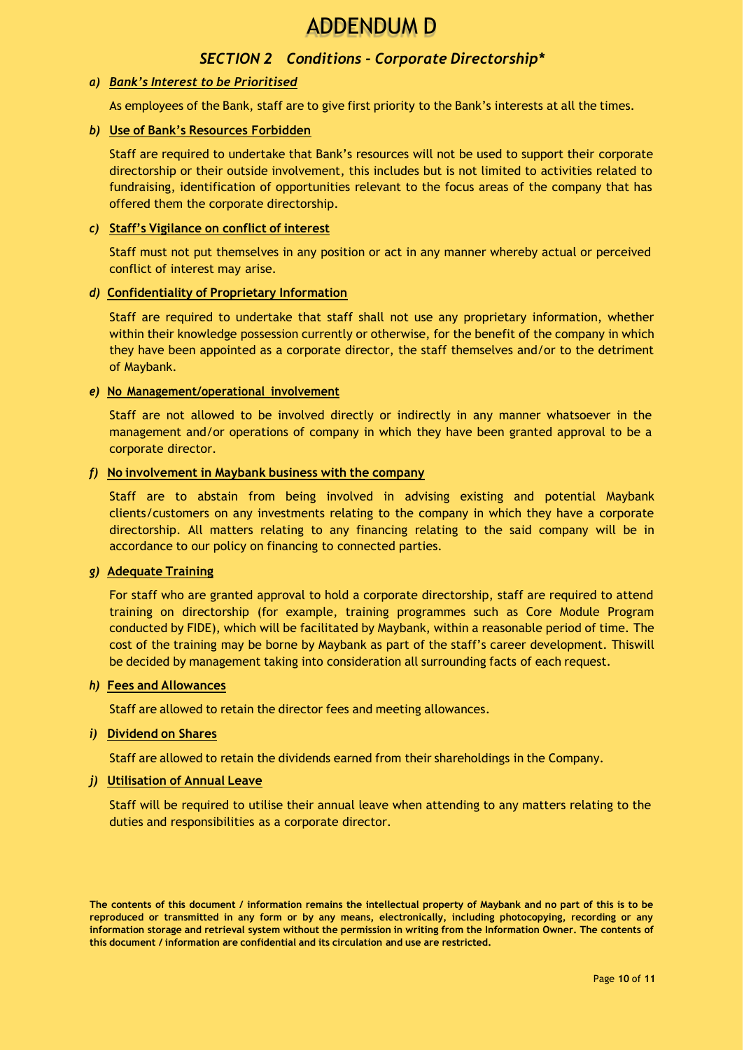# ADDENDUM D

## *SECTION 2 Conditions - Corporate Directorship**

***a) <u>Bank's Interest to be Prioritised</u>***

As employees of the Bank, staff are to give first priority to the Bank's interests at all the times.

***b)* <u>Use of Bank's Resources Forbidden</u>**

Staff are required to undertake that Bank's resources will not be used to support their corporate directorship or their outside involvement, this includes but is not limited to activities related to fundraising, identification of opportunities relevant to the focus areas of the company that has offered them the corporate directorship.

***c)* <u>Staff's Vigilance on conflict of interest</u>**

Staff must not put themselves in any position or act in any manner whereby actual or perceived conflict of interest may arise.

***d)* <u>Confidentiality of Proprietary Information</u>**

Staff are required to undertake that staff shall not use any proprietary information, whether within their knowledge possession currently or otherwise, for the benefit of the company in which they have been appointed as a corporate director, the staff themselves and/or to the detriment of Maybank.

***e)* <u>No Management/operational involvement</u>**

Staff are not allowed to be involved directly or indirectly in any manner whatsoever in the management and/or operations of company in which they have been granted approval to be a corporate director.

***f)* <u>No involvement in Maybank business with the company</u>**

Staff are to abstain from being involved in advising existing and potential Maybank clients/customers on any investments relating to the company in which they have a corporate directorship. All matters relating to any financing relating to the said company will be in accordance to our policy on financing to connected parties.

***g)* <u>Adequate Training</u>**

For staff who are granted approval to hold a corporate directorship, staff are required to attend training on directorship (for example, training programmes such as Core Module Program conducted by FIDE), which will be facilitated by Maybank, within a reasonable period of time. The cost of the training may be borne by Maybank as part of the staff's career development. Thiswill be decided by management taking into consideration all surrounding facts of each request.

***h)* <u>Fees and Allowances</u>**

Staff are allowed to retain the director fees and meeting allowances.

***i)* <u>Dividend on Shares</u>**

Staff are allowed to retain the dividends earned from their shareholdings in the Company.

***j)* <u>Utilisation of Annual Leave</u>**

Staff will be required to utilise their annual leave when attending to any matters relating to the duties and responsibilities as a corporate director.

**The contents of this document / information remains the intellectual property of Maybank and no part of this is to be reproduced or transmitted in any form or by any means, electronically, including photocopying, recording or any information storage and retrieval system without the permission in writing from the Information Owner. The contents of this document / information are confidential and its circulation and use are restricted.**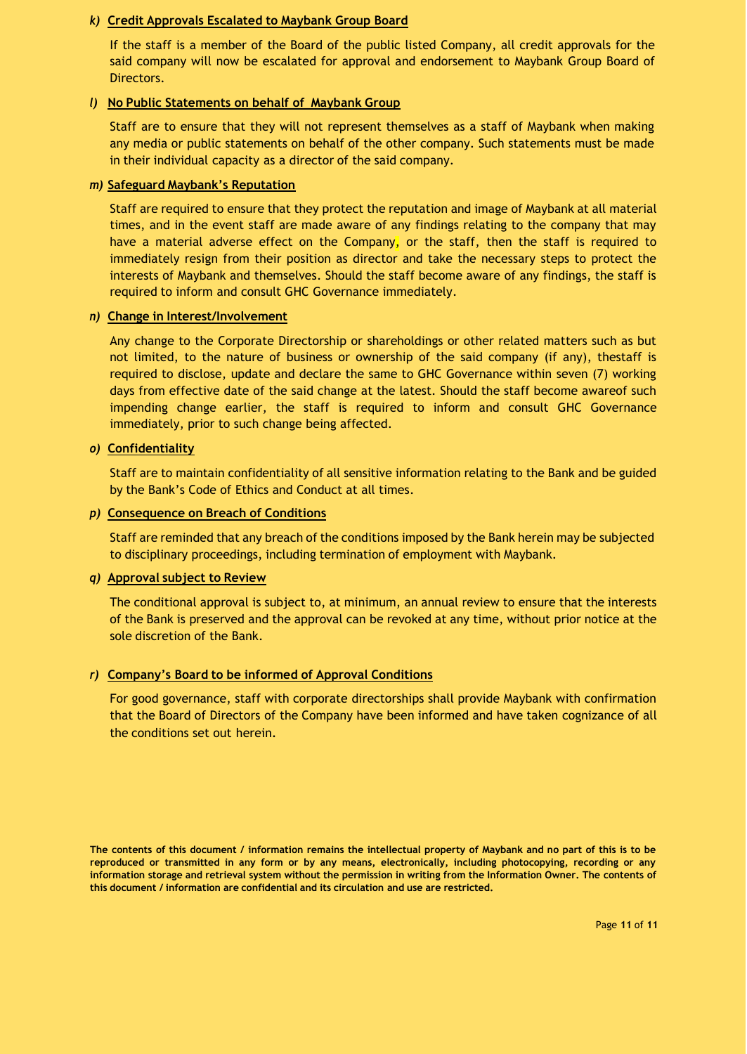***k)*** **Credit Approvals Escalated to Maybank Group Board**

If the staff is a member of the Board of the public listed Company, all credit approvals for the said company will now be escalated for approval and endorsement to Maybank Group Board of Directors.

***l)*** **No Public Statements on behalf of Maybank Group**

Staff are to ensure that they will not represent themselves as a staff of Maybank when making any media or public statements on behalf of the other company. Such statements must be made in their individual capacity as a director of the said company.

***m)*** **Safeguard Maybank's Reputation**

Staff are required to ensure that they protect the reputation and image of Maybank at all material times, and in the event staff are made aware of any findings relating to the company that may have a material adverse effect on the Company, or the staff, then the staff is required to immediately resign from their position as director and take the necessary steps to protect the interests of Maybank and themselves. Should the staff become aware of any findings, the staff is required to inform and consult GHC Governance immediately.

***n)*** **Change in Interest/Involvement**

Any change to the Corporate Directorship or shareholdings or other related matters such as but not limited, to the nature of business or ownership of the said company (if any), thestaff is required to disclose, update and declare the same to GHC Governance within seven (7) working days from effective date of the said change at the latest. Should the staff become awareof such impending change earlier, the staff is required to inform and consult GHC Governance immediately, prior to such change being affected.

***o)*** **Confidentiality**

Staff are to maintain confidentiality of all sensitive information relating to the Bank and be guided by the Bank's Code of Ethics and Conduct at all times.

***p)*** **Consequence on Breach of Conditions**

Staff are reminded that any breach of the conditions imposed by the Bank herein may be subjected to disciplinary proceedings, including termination of employment with Maybank.

***q)*** **Approval subject to Review**

The conditional approval is subject to, at minimum, an annual review to ensure that the interests of the Bank is preserved and the approval can be revoked at any time, without prior notice at the sole discretion of the Bank.

***r)*** **Company's Board to be informed of Approval Conditions**

For good governance, staff with corporate directorships shall provide Maybank with confirmation that the Board of Directors of the Company have been informed and have taken cognizance of all the conditions set out herein.

**The contents of this document / information remains the intellectual property of Maybank and no part of this is to be reproduced or transmitted in any form or by any means, electronically, including photocopying, recording or any information storage and retrieval system without the permission in writing from the Information Owner. The contents of this document / information are confidential and its circulation and use are restricted.**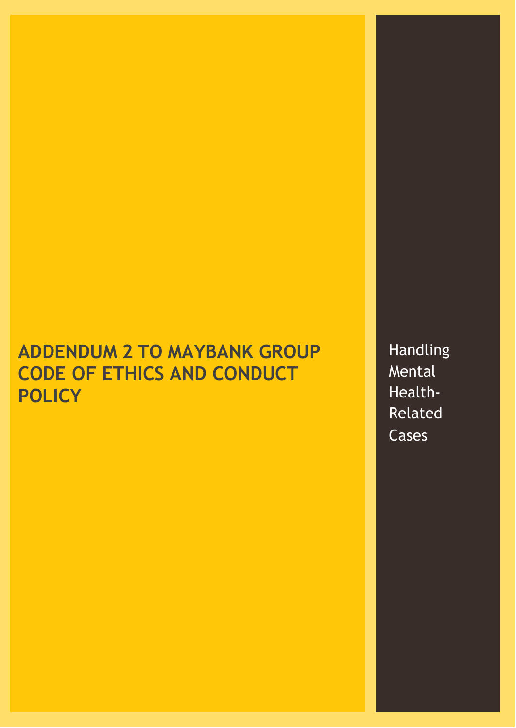# ADDENDUM 2 TO MAYBANK GROUP CODE OF ETHICS AND CONDUCT POLICY

Handling Mental Health-Related Cases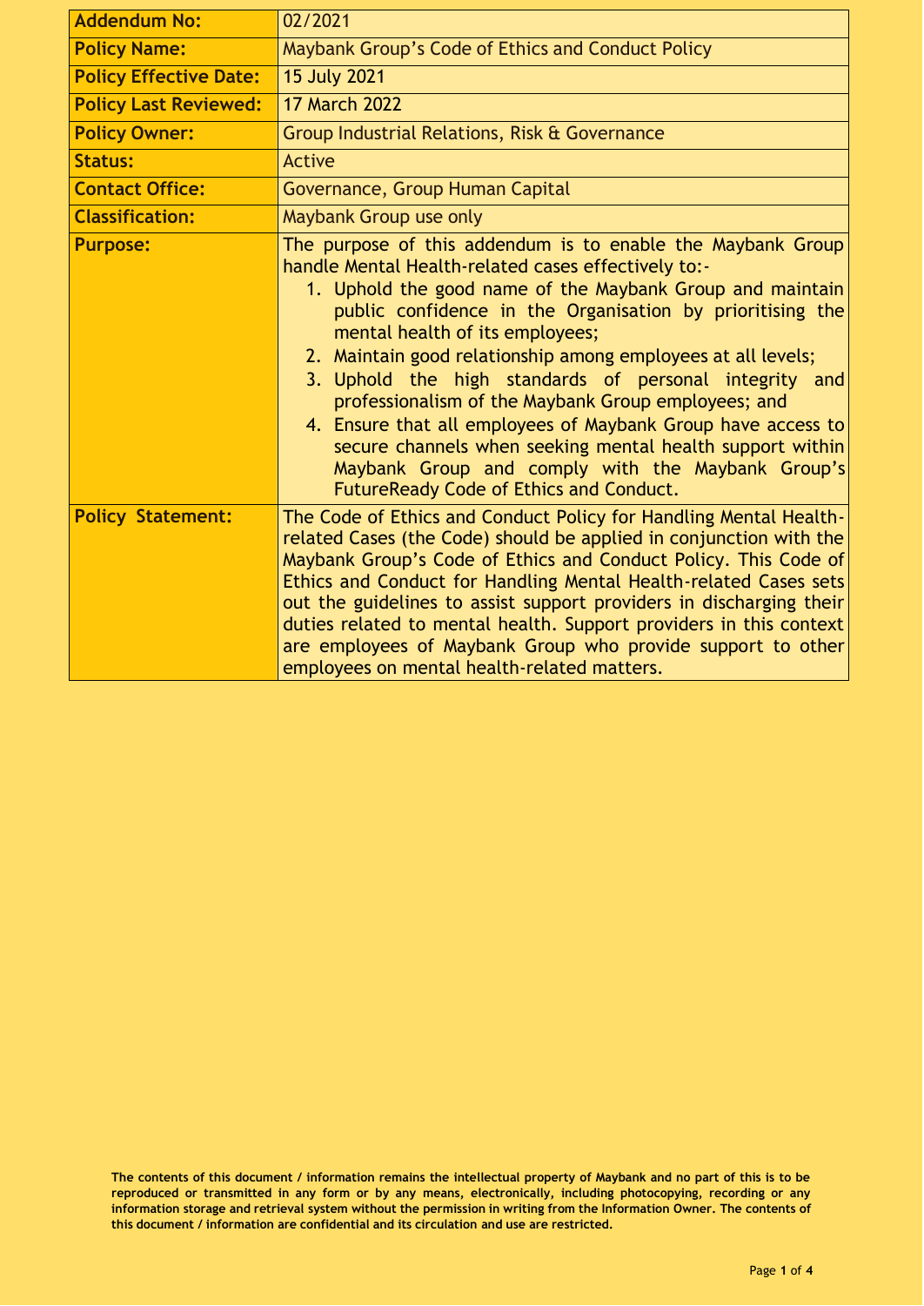| Addendum No: | 02/2021 |
|---|---|
| Policy Name: | Maybank Group's Code of Ethics and Conduct Policy |
| Policy Effective Date: | 15 July 2021 |
| Policy Last Reviewed: | 17 March 2022 |
| Policy Owner: | Group Industrial Relations, Risk & Governance |
| Status: | Active |
| Contact Office: | Governance, Group Human Capital |
| Classification: | Maybank Group use only |
| Purpose: | The purpose of this addendum is to enable the Maybank Group handle Mental Health-related cases effectively to:- 1. Uphold the good name of the Maybank Group and maintain public confidence in the Organisation by prioritising the mental health of its employees; 2. Maintain good relationship among employees at all levels; 3. Uphold the high standards of personal integrity and professionalism of the Maybank Group employees; and 4. Ensure that all employees of Maybank Group have access to secure channels when seeking mental health support within Maybank Group and comply with the Maybank Group's FutureReady Code of Ethics and Conduct. |
| Policy Statement: | The Code of Ethics and Conduct Policy for Handling Mental Health-related Cases (the Code) should be applied in conjunction with the Maybank Group's Code of Ethics and Conduct Policy. This Code of Ethics and Conduct for Handling Mental Health-related Cases sets out the guidelines to assist support providers in discharging their duties related to mental health. Support providers in this context are employees of Maybank Group who provide support to other employees on mental health-related matters. |

**The contents of this document / information remains the intellectual property of Maybank and no part of this is to be reproduced or transmitted in any form or by any means, electronically, including photocopying, recording or any information storage and retrieval system without the permission in writing from the Information Owner. The contents of this document / information are confidential and its circulation and use are restricted.**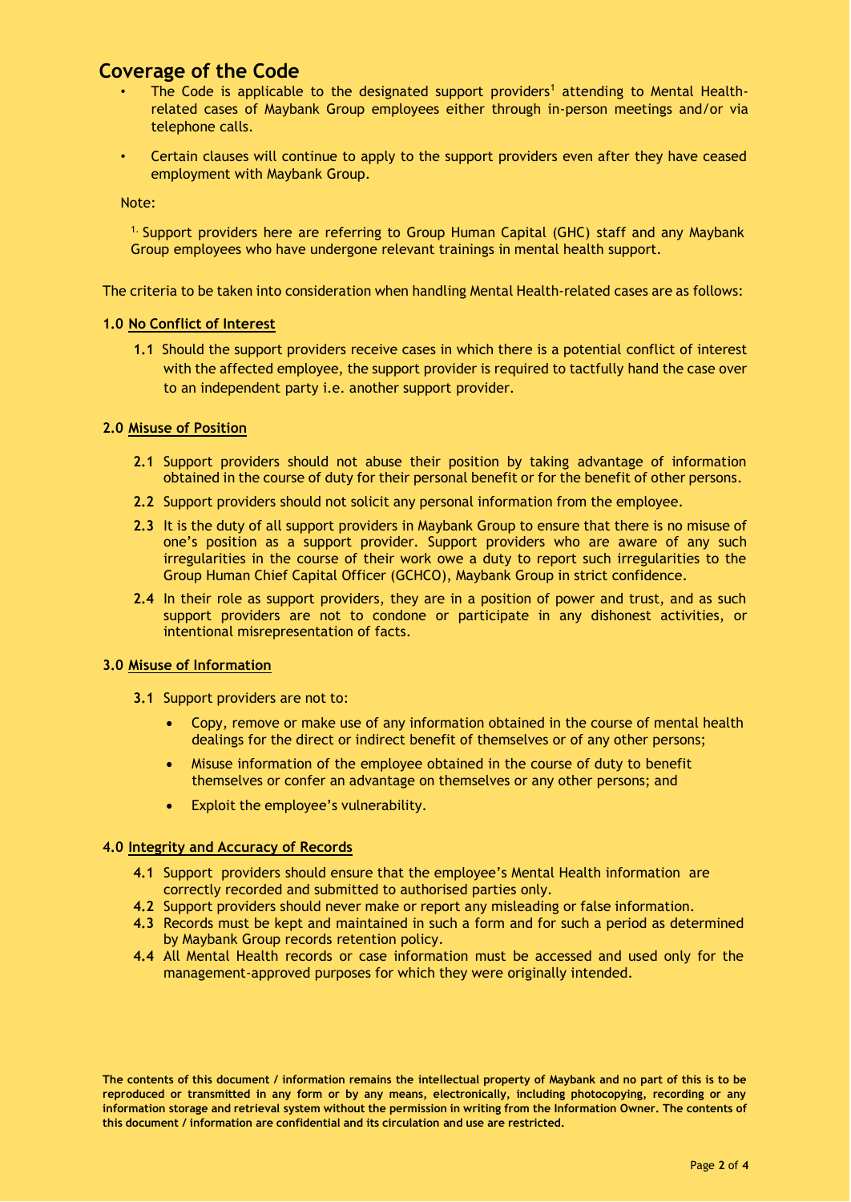## Coverage of the Code

- The Code is applicable to the designated support providers[1] attending to Mental Health-related cases of Maybank Group employees either through in-person meetings and/or via telephone calls.
- Certain clauses will continue to apply to the support providers even after they have ceased employment with Maybank Group.

Note:

[1.] Support providers here are referring to Group Human Capital (GHC) staff and any Maybank Group employees who have undergone relevant trainings in mental health support.

The criteria to be taken into consideration when handling Mental Health-related cases are as follows:

**1.0 No Conflict of Interest**

**1.1** Should the support providers receive cases in which there is a potential conflict of interest with the affected employee, the support provider is required to tactfully hand the case over to an independent party i.e. another support provider.

**2.0 Misuse of Position**

**2.1** Support providers should not abuse their position by taking advantage of information obtained in the course of duty for their personal benefit or for the benefit of other persons.

**2.2** Support providers should not solicit any personal information from the employee.

**2.3** It is the duty of all support providers in Maybank Group to ensure that there is no misuse of one's position as a support provider. Support providers who are aware of any such irregularities in the course of their work owe a duty to report such irregularities to the Group Human Chief Capital Officer (GCHCO), Maybank Group in strict confidence.

**2.4** In their role as support providers, they are in a position of power and trust, and as such support providers are not to condone or participate in any dishonest activities, or intentional misrepresentation of facts.

**3.0 Misuse of Information**

**3.1** Support providers are not to:

- Copy, remove or make use of any information obtained in the course of mental health dealings for the direct or indirect benefit of themselves or of any other persons;
- Misuse information of the employee obtained in the course of duty to benefit themselves or confer an advantage on themselves or any other persons; and
- Exploit the employee's vulnerability.

**4.0 Integrity and Accuracy of Records**

**4.1** Support providers should ensure that the employee's Mental Health information are correctly recorded and submitted to authorised parties only.

**4.2** Support providers should never make or report any misleading or false information.

**4.3** Records must be kept and maintained in such a form and for such a period as determined by Maybank Group records retention policy.

**4.4** All Mental Health records or case information must be accessed and used only for the management-approved purposes for which they were originally intended.

**The contents of this document / information remains the intellectual property of Maybank and no part of this is to be reproduced or transmitted in any form or by any means, electronically, including photocopying, recording or any information storage and retrieval system without the permission in writing from the Information Owner. The contents of this document / information are confidential and its circulation and use are restricted.**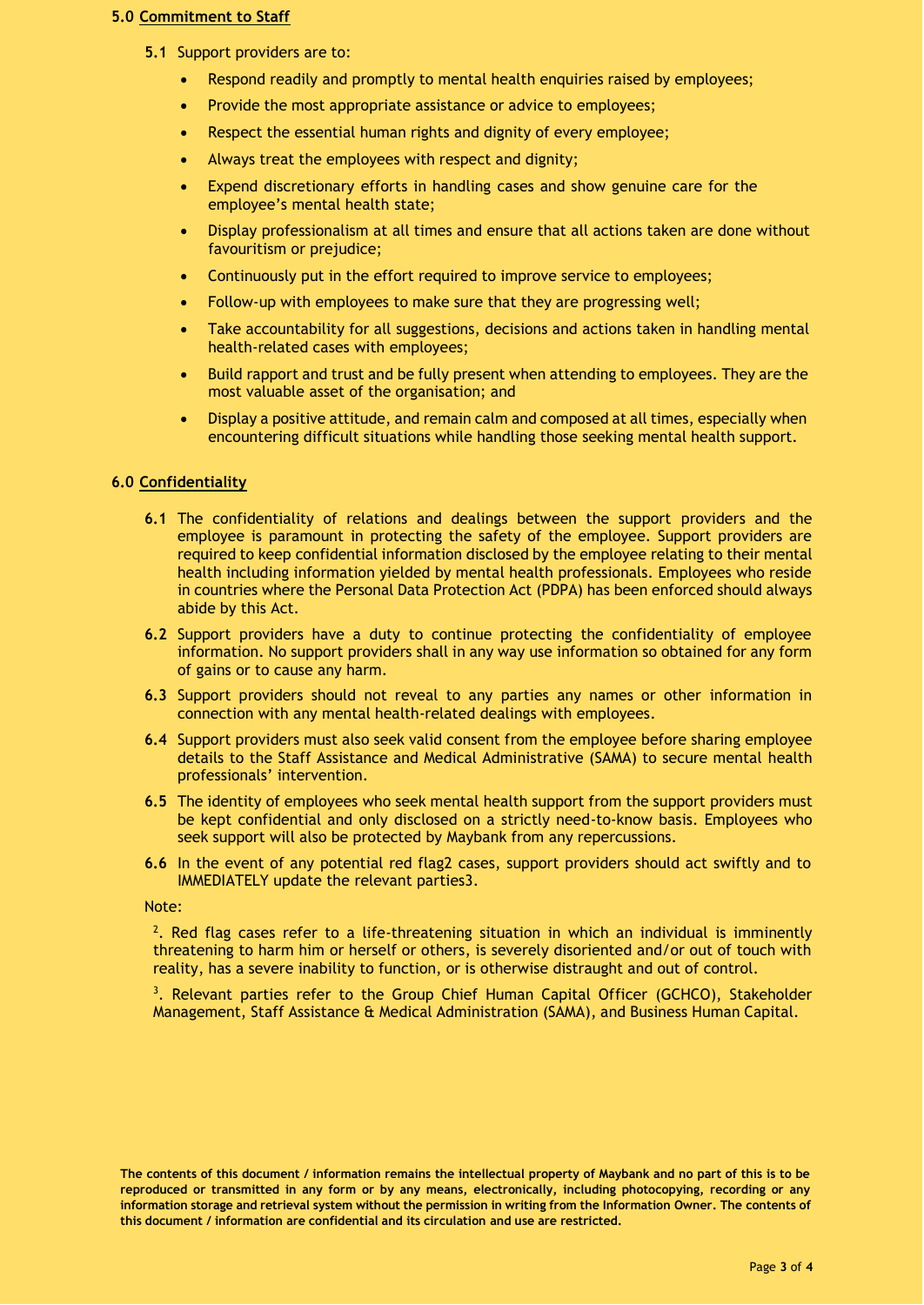## 5.0 Commitment to Staff

**5.1** Support providers are to:

- Respond readily and promptly to mental health enquiries raised by employees;
- Provide the most appropriate assistance or advice to employees;
- Respect the essential human rights and dignity of every employee;
- Always treat the employees with respect and dignity;
- Expend discretionary efforts in handling cases and show genuine care for the employee's mental health state;
- Display professionalism at all times and ensure that all actions taken are done without favouritism or prejudice;
- Continuously put in the effort required to improve service to employees;
- Follow-up with employees to make sure that they are progressing well;
- Take accountability for all suggestions, decisions and actions taken in handling mental health-related cases with employees;
- Build rapport and trust and be fully present when attending to employees. They are the most valuable asset of the organisation; and
- Display a positive attitude, and remain calm and composed at all times, especially when encountering difficult situations while handling those seeking mental health support.

## 6.0 Confidentiality

**6.1** The confidentiality of relations and dealings between the support providers and the employee is paramount in protecting the safety of the employee. Support providers are required to keep confidential information disclosed by the employee relating to their mental health including information yielded by mental health professionals. Employees who reside in countries where the Personal Data Protection Act (PDPA) has been enforced should always abide by this Act.

**6.2** Support providers have a duty to continue protecting the confidentiality of employee information. No support providers shall in any way use information so obtained for any form of gains or to cause any harm.

**6.3** Support providers should not reveal to any parties any names or other information in connection with any mental health-related dealings with employees.

**6.4** Support providers must also seek valid consent from the employee before sharing employee details to the Staff Assistance and Medical Administrative (SAMA) to secure mental health professionals' intervention.

**6.5** The identity of employees who seek mental health support from the support providers must be kept confidential and only disclosed on a strictly need-to-know basis. Employees who seek support will also be protected by Maybank from any repercussions.

**6.6** In the event of any potential red flag[2] cases, support providers should act swiftly and to IMMEDIATELY update the relevant parties[3].

Note:

[2]. Red flag cases refer to a life-threatening situation in which an individual is imminently threatening to harm him or herself or others, is severely disoriented and/or out of touch with reality, has a severe inability to function, or is otherwise distraught and out of control.

[3]. Relevant parties refer to the Group Chief Human Capital Officer (GCHCO), Stakeholder Management, Staff Assistance & Medical Administration (SAMA), and Business Human Capital.

**The contents of this document / information remains the intellectual property of Maybank and no part of this is to be reproduced or transmitted in any form or by any means, electronically, including photocopying, recording or any information storage and retrieval system without the permission in writing from the Information Owner. The contents of this document / information are confidential and its circulation and use are restricted.**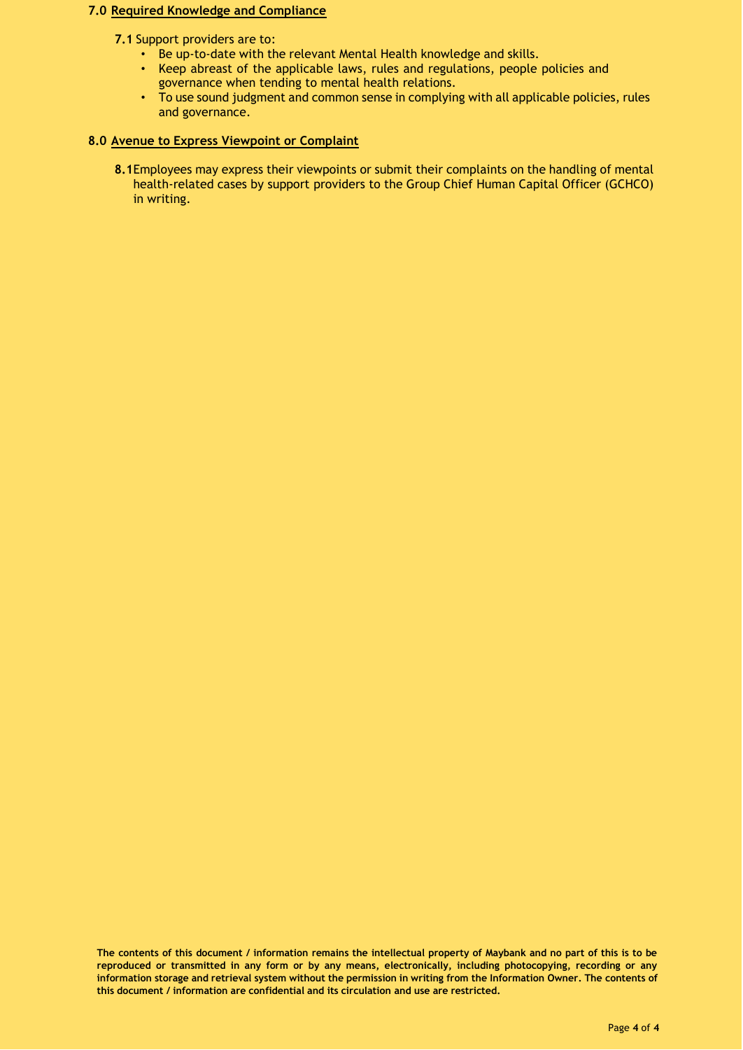## 7.0 Required Knowledge and Compliance

**7.1** Support providers are to:

- Be up-to-date with the relevant Mental Health knowledge and skills.
- Keep abreast of the applicable laws, rules and regulations, people policies and governance when tending to mental health relations.
- To use sound judgment and common sense in complying with all applicable policies, rules and governance.

## 8.0 Avenue to Express Viewpoint or Complaint

**8.1** Employees may express their viewpoints or submit their complaints on the handling of mental health-related cases by support providers to the Group Chief Human Capital Officer (GCHCO) in writing.

**The contents of this document / information remains the intellectual property of Maybank and no part of this is to be reproduced or transmitted in any form or by any means, electronically, including photocopying, recording or any information storage and retrieval system without the permission in writing from the Information Owner. The contents of this document / information are confidential and its circulation and use are restricted.**